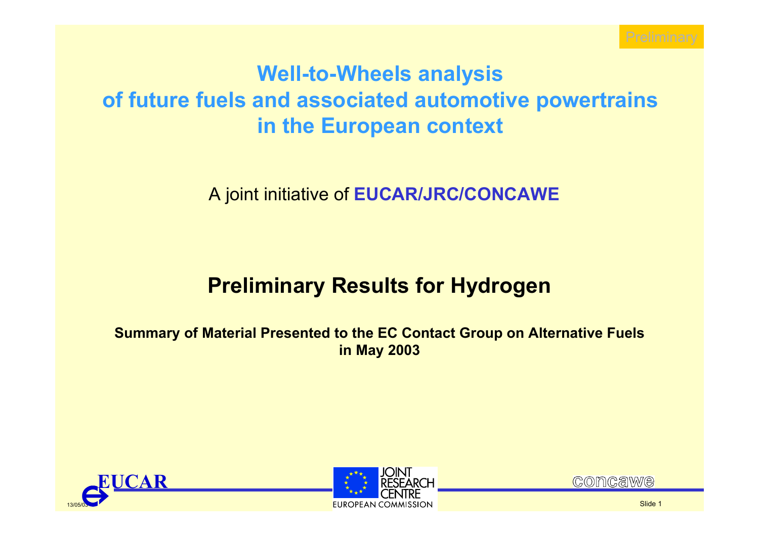Preliminary

# Well-to-Wheels analysis of future fuels and associated automotive powertrains in the European context

A joint initiative of **EUCAR/JRC/CONCAWE**

## Preliminary Results for Hydrogen

**Summary of Material Presented to the EC Contact Group on Alternative Fuels in May 2003**

EUCAR

JOINT RESEARCH CENTRE
EUROPEAN COMMISSION

concawe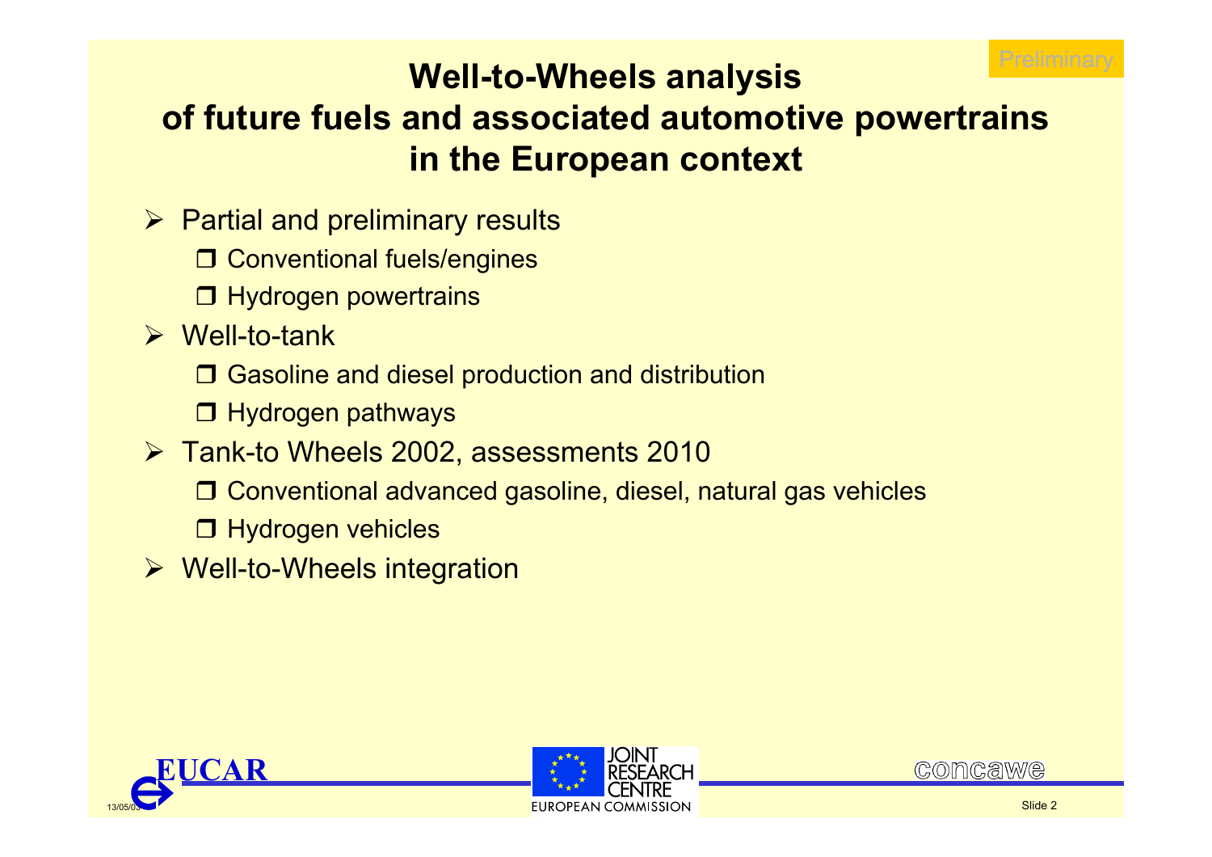Preliminary

# Well-to-Wheels analysis of future fuels and associated automotive powertrains in the European context

- Partial and preliminary results
  - Conventional fuels/engines
  - Hydrogen powertrains
- Well-to-tank
  - Gasoline and diesel production and distribution
  - Hydrogen pathways
- Tank-to Wheels 2002, assessments 2010
  - Conventional advanced gasoline, diesel, natural gas vehicles
  - Hydrogen vehicles
- Well-to-Wheels integration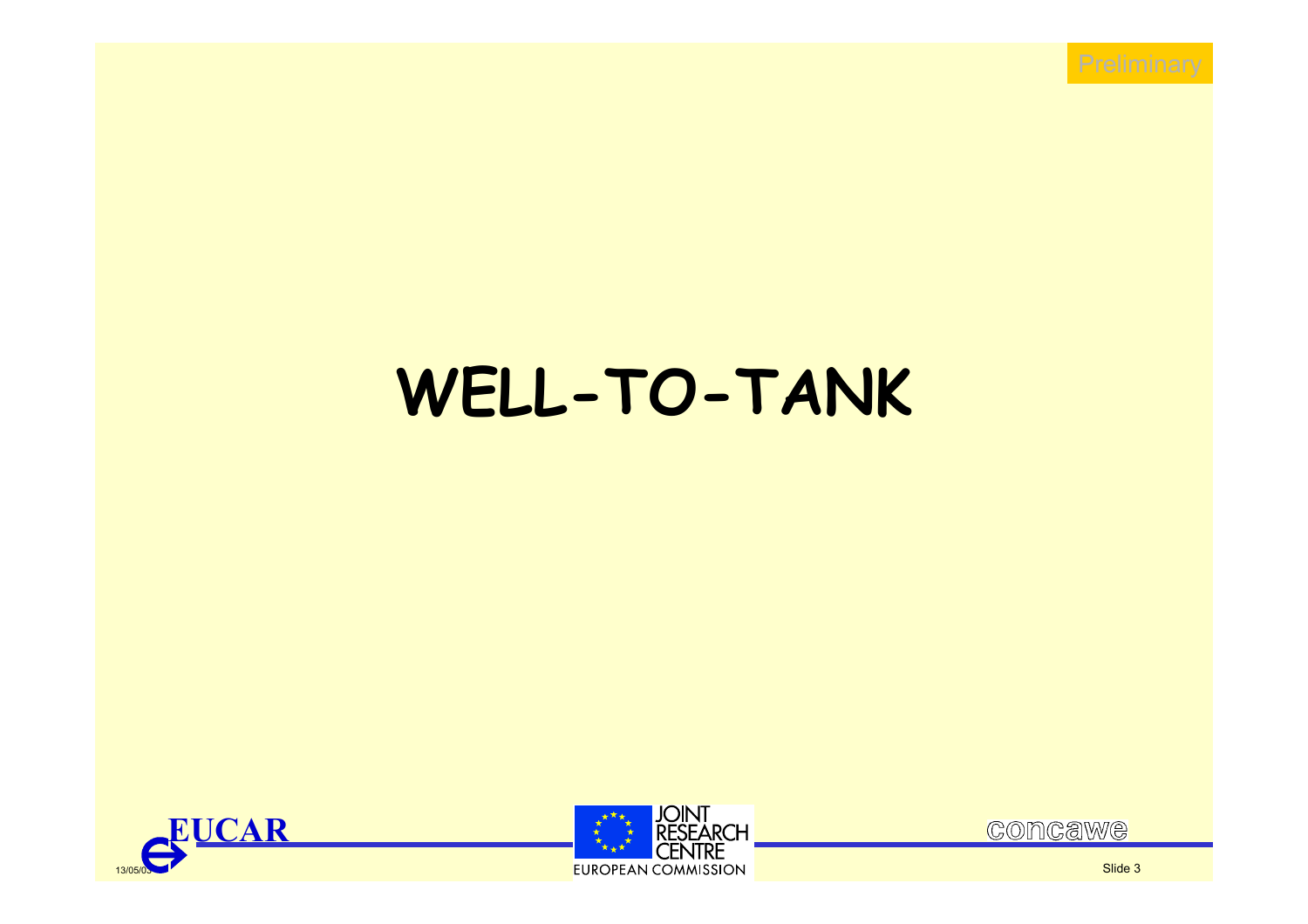# WELL-TO-TANK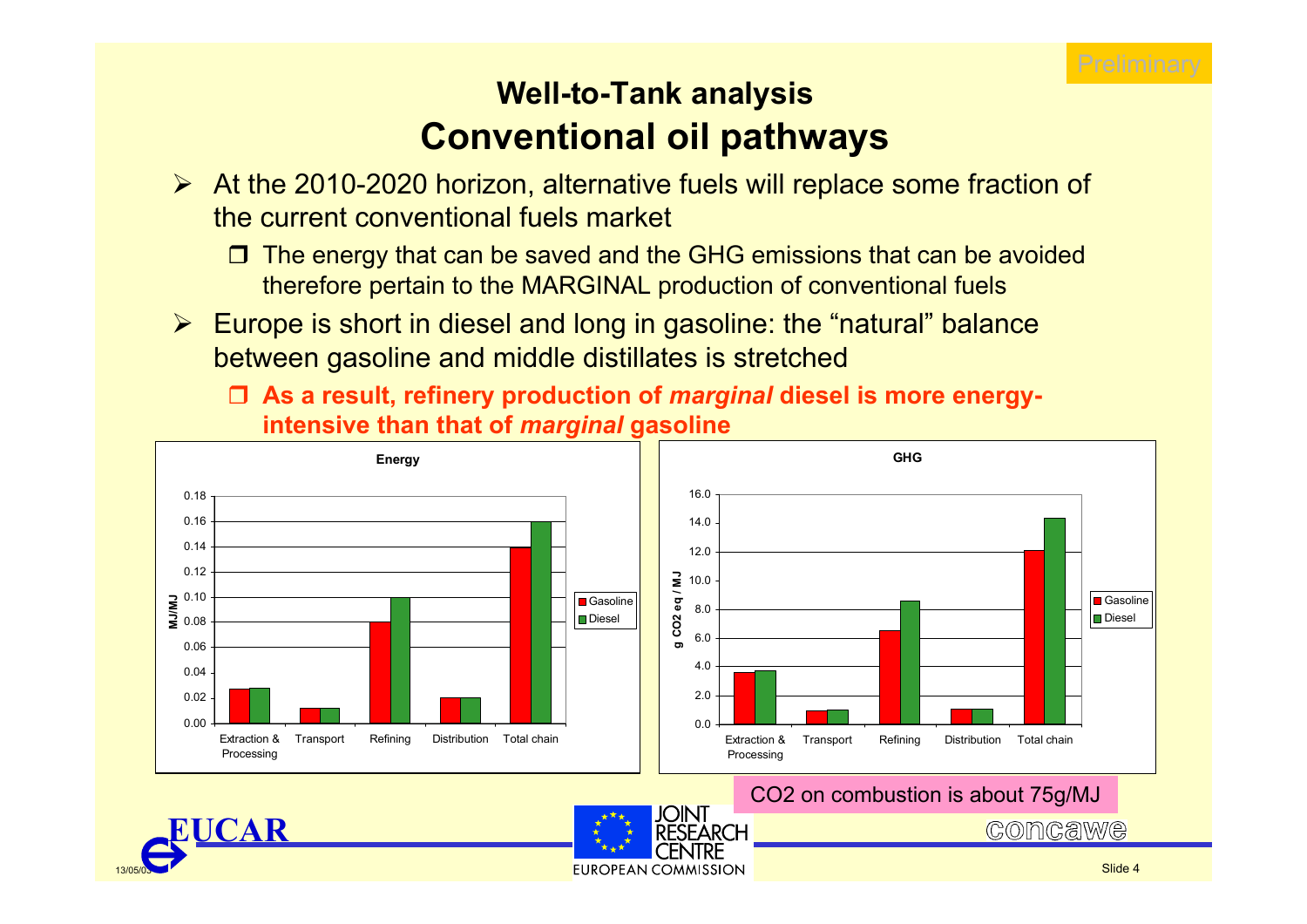Preliminary

# Well-to-Tank analysis
## Conventional oil pathways

- At the 2010-2020 horizon, alternative fuels will replace some fraction of the current conventional fuels market
  - The energy that can be saved and the GHG emissions that can be avoided therefore pertain to the MARGINAL production of conventional fuels
- Europe is short in diesel and long in gasoline: the “natural” balance between gasoline and middle distillates is stretched
  - **As a result, refinery production of *marginal* diesel is more energy-intensive than that of *marginal* gasoline**

**Energy**

| MJ/MJ | Gasoline | Diesel |
|---|---|---|
| Extraction & Processing | 0.027 | 0.028 |
| Transport | 0.012 | 0.012 |
| Refining | 0.08 | 0.10 |
| Distribution | 0.02 | 0.02 |
| Total chain | 0.14 | 0.16 |

**GHG**

| g $CO_2$ eq / MJ | Gasoline | Diesel |
|---|---|---|
| Extraction & Processing | 3.6 | 3.7 |
| Transport | 0.9 | 1.0 |
| Refining | 6.5 | 8.6 |
| Distribution | 1.0 | 1.0 |
| Total chain | 12.1 | 14.3 |

CO2 on combustion is about 75g/MJ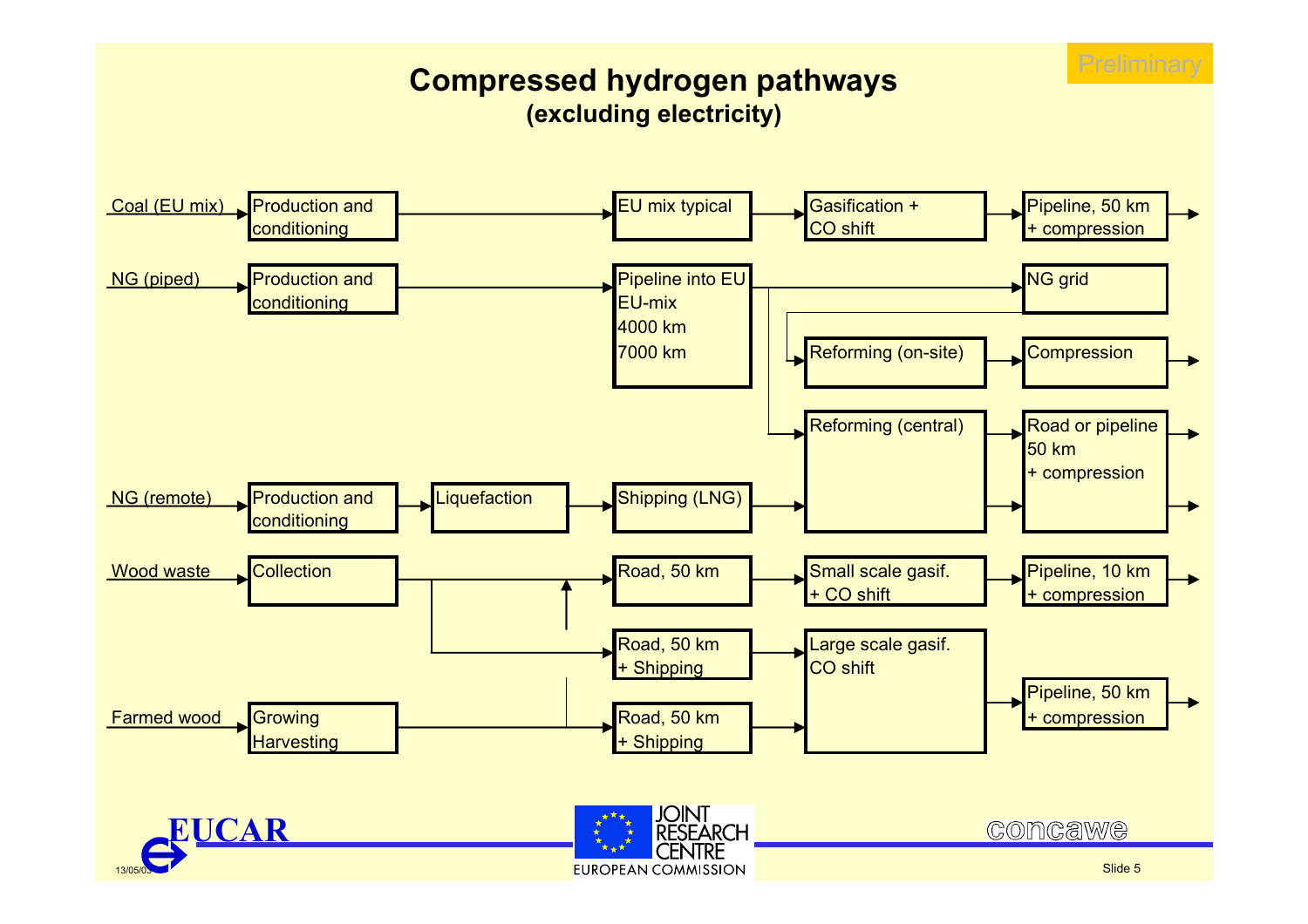# Compressed hydrogen pathways
## (excluding electricity)

Preliminary

| Source | Step 1 | Step 2 | Step 3 | Step 4 | Step 5 |
|---|---|---|---|---|---|
| Coal (EU mix) | Production and conditioning | | EU mix typical | Gasification + CO shift | Pipeline, 50 km + compression |
| NG (piped) | Production and conditioning | | Pipeline into EU EU-mix 4000 km 7000 km | | NG grid |
| | | | | Reforming (on-site) | Compression |
| | | | | Reforming (central) | Road or pipeline 50 km + compression |
| NG (remote) | Production and conditioning | Liquefaction | Shipping (LNG) | Reforming (central) | Road or pipeline 50 km + compression |
| Wood waste | Collection | | Road, 50 km | Small scale gasif. + CO shift | Pipeline, 10 km + compression |
| | | | Road, 50 km + Shipping | Large scale gasif. CO shift | Pipeline, 50 km + compression |
| Farmed wood | Growing Harvesting | | Road, 50 km + Shipping | Large scale gasif. CO shift | Pipeline, 50 km + compression |

EUCAR

JOINT RESEARCH CENTRE
EUROPEAN COMMISSION

concawe

13/05/03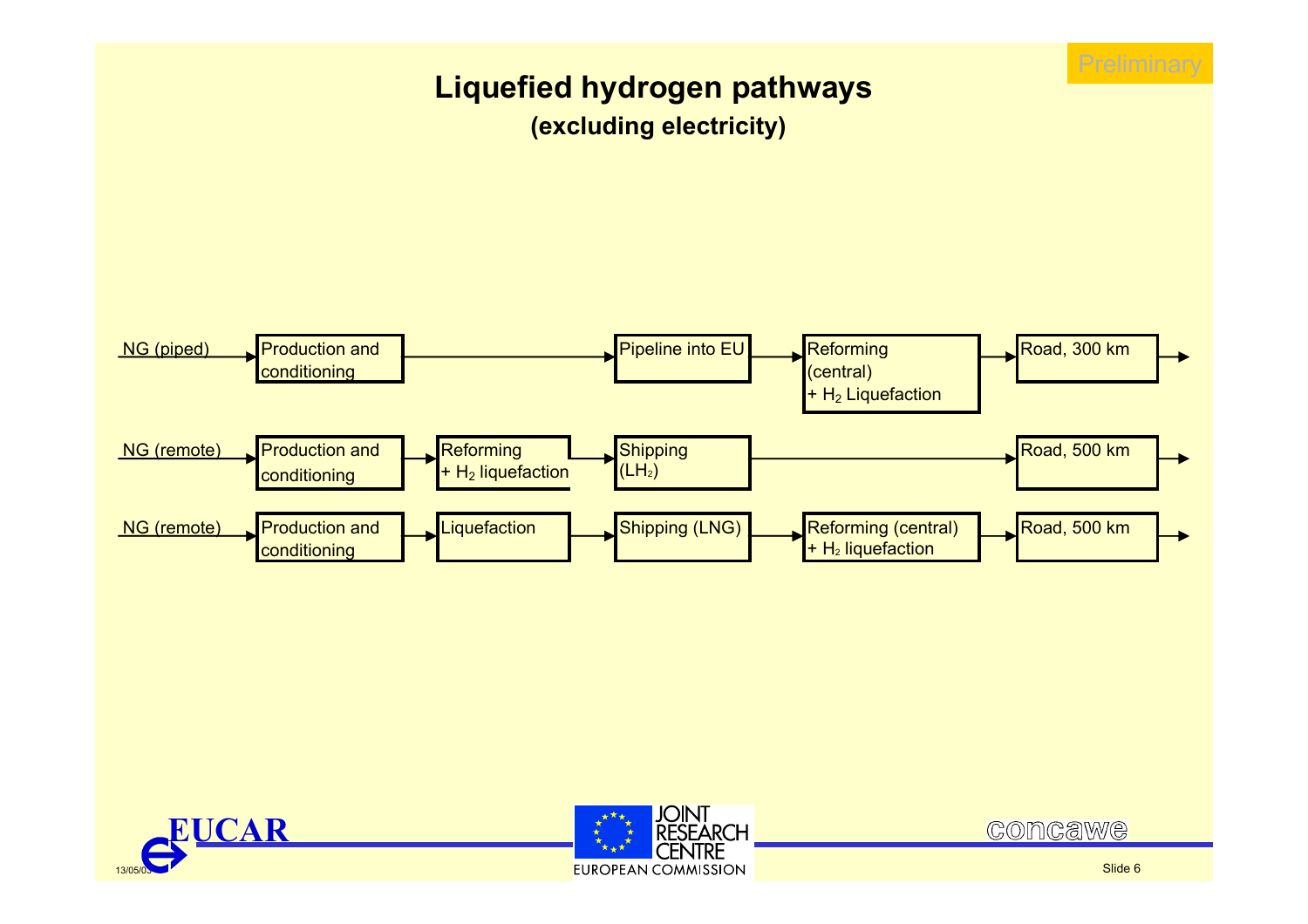Preliminary

# Liquefied hydrogen pathways

**(excluding electricity)**

NG (piped) → Production and conditioning → Pipeline into EU → Reforming (central) + $H_2$ Liquefaction → Road, 300 km →

NG (remote) → Production and conditioning → Reforming + $H_2$ liquefaction → Shipping ($LH_2$) → Road, 500 km →

NG (remote) → Production and conditioning → Liquefaction → Shipping (LNG) → Reforming (central) + $H_2$ liquefaction → Road, 500 km →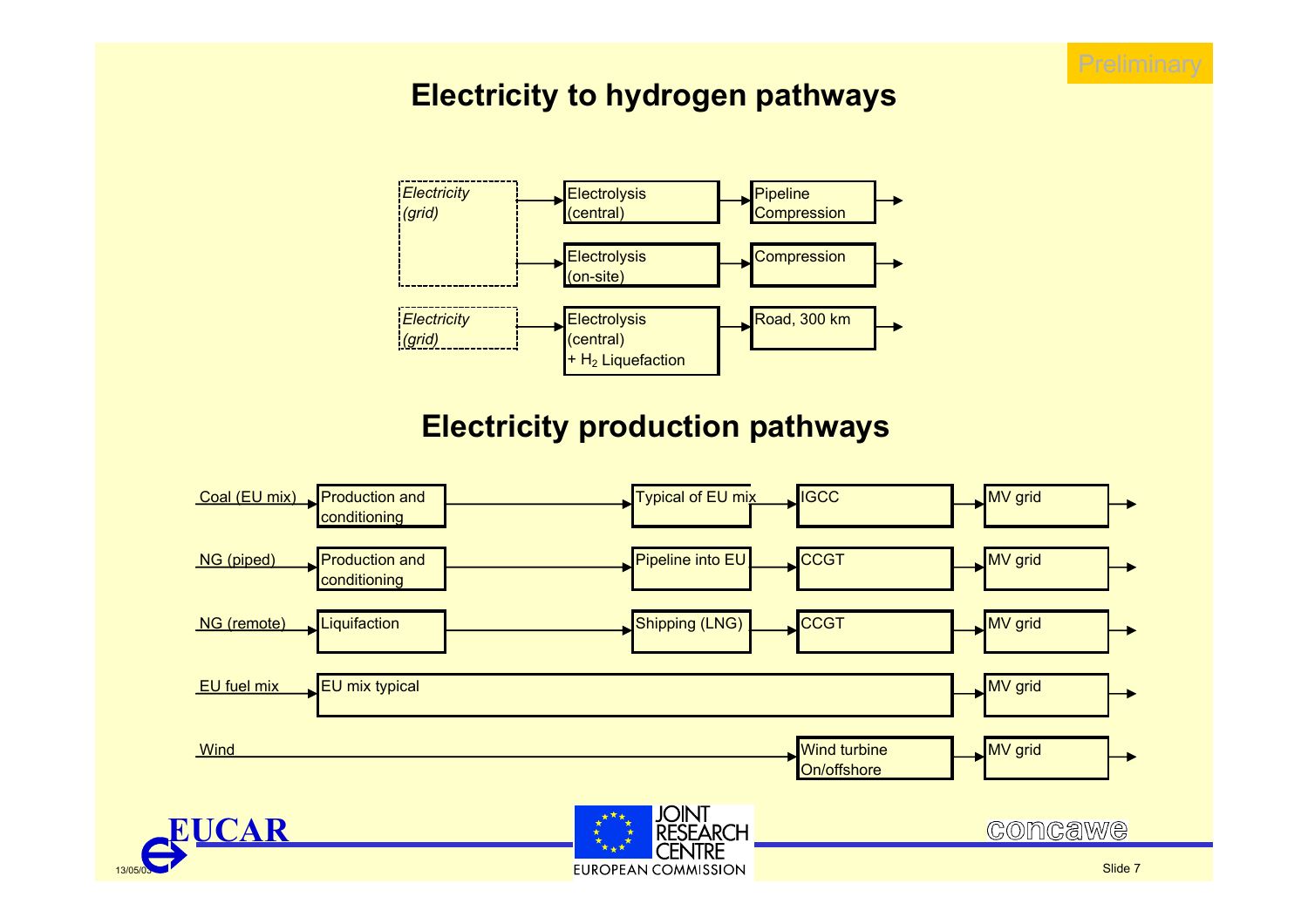Preliminary

# Electricity to hydrogen pathways

| Source | Step 1 | Step 2 |
| --- | --- | --- |
| *Electricity (grid)* | Electrolysis (central) | Pipeline Compression |
| *Electricity (grid)* | Electrolysis (on-site) | Compression |
| *Electricity (grid)* | Electrolysis (central) + $H_2$ Liquefaction | Road, 300 km |

# Electricity production pathways

| Source | Step 1 | Step 2 | Step 3 | Step 4 |
| --- | --- | --- | --- | --- |
| Coal (EU mix) | Production and conditioning | Typical of EU mix | IGCC | MV grid |
| NG (piped) | Production and conditioning | Pipeline into EU | CCGT | MV grid |
| NG (remote) | Liquifaction | Shipping (LNG) | CCGT | MV grid |
| EU fuel mix | EU mix typical | | | MV grid |
| Wind | | | Wind turbine On/offshore | MV grid |

EUCAR · JOINT RESEARCH CENTRE, EUROPEAN COMMISSION · concawe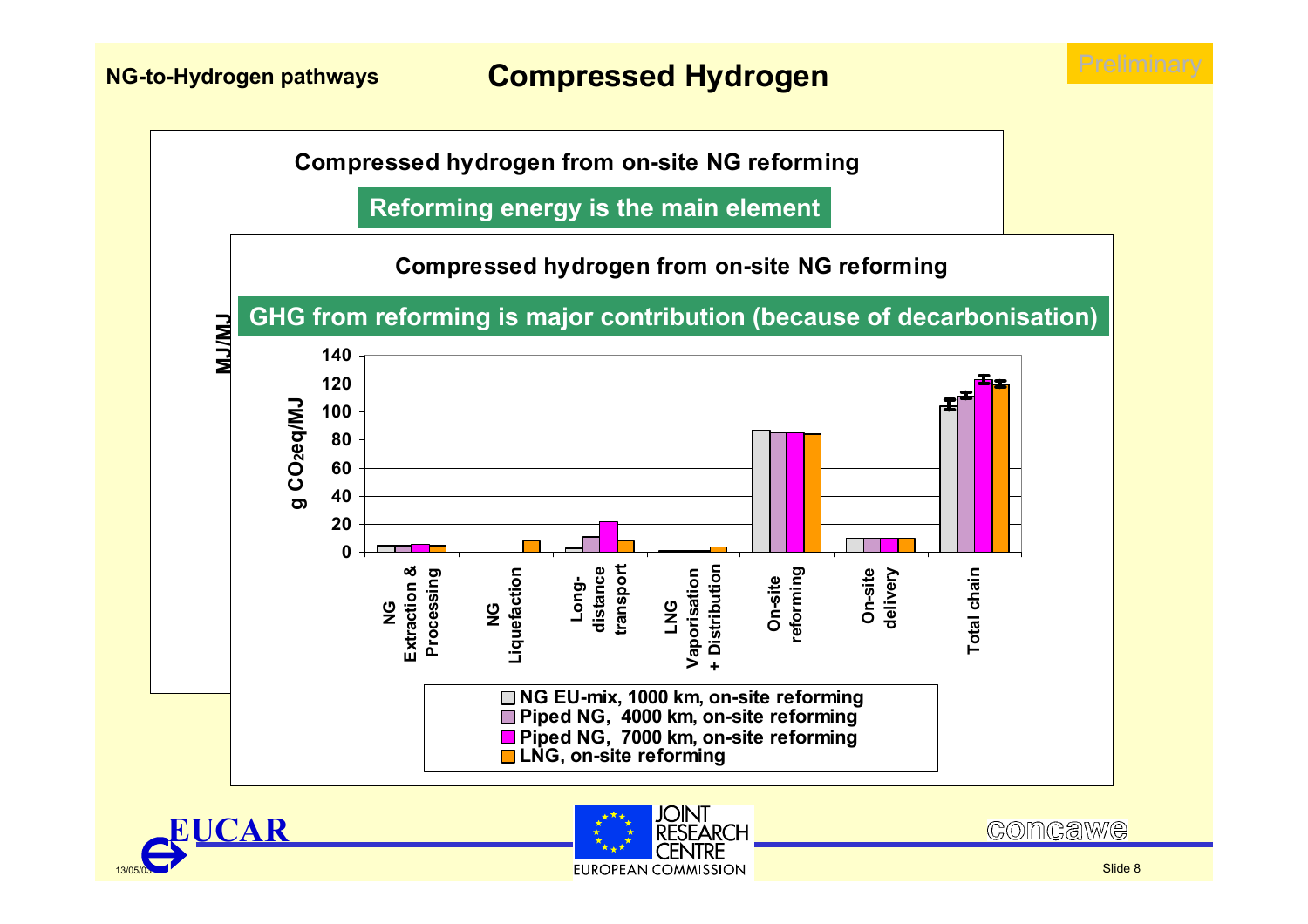NG-to-Hydrogen pathways

# Compressed Hydrogen

Preliminary

## Compressed hydrogen from on-site NG reforming

**Reforming energy is the main element**

MJ/MJ

## Compressed hydrogen from on-site NG reforming

**GHG from reforming is major contribution (because of decarbonisation)**

g $CO_2$eq/MJ

| | NG Extraction & Processing | NG Liquefaction | Long-distance transport | LNG Vaporisation + Distribution | On-site reforming | On-site delivery | Total chain |
|---|---|---|---|---|---|---|---|
| NG EU-mix, 1000 km, on-site reforming | | | | | | | |
| Piped NG, 4000 km, on-site reforming | | | | | | | |
| Piped NG, 7000 km, on-site reforming | | | | | | | |
| LNG, on-site reforming | | | | | | | |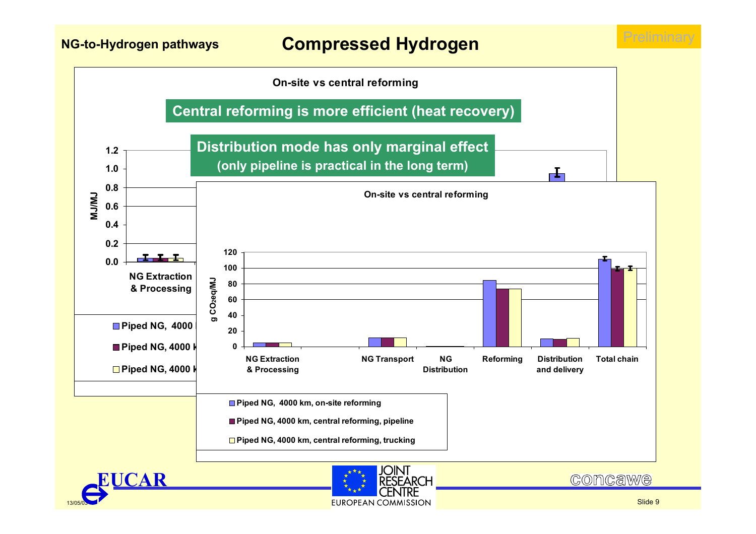NG-to-Hydrogen pathways

# Compressed Hydrogen

Preliminary

**On-site vs central reforming**

**Central reforming is more efficient (heat recovery)**

**Distribution mode has only marginal effect**
**(only pipeline is practical in the long term)**

MJ/MJ

1.2
1.0
0.8
0.6
0.4
0.2
0.0

NG Extraction & Processing

- Piped NG, 4000
- Piped NG, 4000 k
- Piped NG, 4000 k

**On-site vs central reforming**

g $CO_2$eq/MJ

120
100
80
60
40
20
0

NG Extraction & Processing | NG Transport | NG Distribution | Reforming | Distribution and delivery | Total chain

- Piped NG, 4000 km, on-site reforming
- Piped NG, 4000 km, central reforming, pipeline
- Piped NG, 4000 km, central reforming, trucking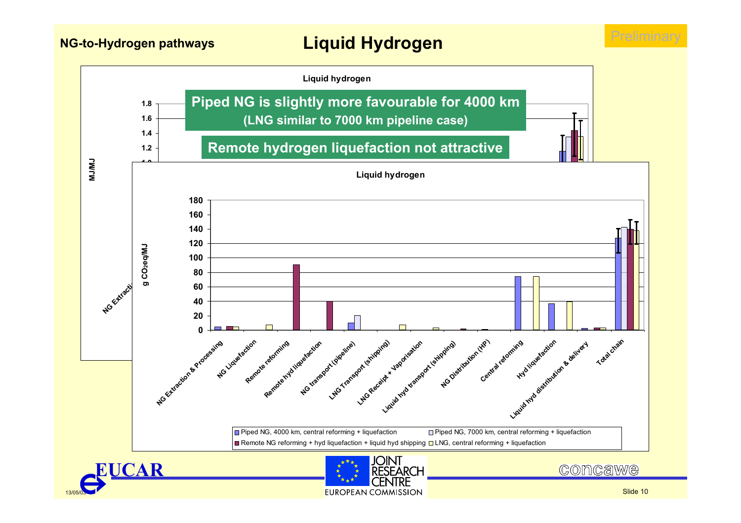NG-to-Hydrogen pathways

# Liquid Hydrogen

Preliminary

**Piped NG is slightly more favourable for 4000 km**
**(LNG similar to 7000 km pipeline case)**

**Remote hydrogen liquefaction not attractive**

Liquid hydrogen

| Step | Piped NG, 4000 km, central reforming + liquefaction | Piped NG, 7000 km, central reforming + liquefaction | Remote NG reforming + hyd liquefaction + liquid hyd shipping | LNG, central reforming + liquefaction |
|---|---|---|---|---|
| NG Extraction & Processing | ~4 | | ~5 | ~4 |
| NG Liquefaction | | | | ~7 |
| Remote reforming | | | ~90 | |
| Remote hyd liquefaction | | | ~40 | |
| NG transport (pipeline) | ~10 | ~20 | | |
| LNG Transport (shipping) | | | | ~7 |
| LNG Receipt + Vaporisation | | | | ~3 |
| Liquid hyd transport (shipping) | | | ~1 | |
| NG Distribution (HP) | ~1 | | | |
| Central reforming | ~74 | | | ~74 |
| Hyd liquefaction | ~37 | | | ~40 |
| Liquid hyd distribution & delivery | ~2 | | ~3 | ~3 |
| Total chain | ~127 | ~142 | ~140 | ~138 |

Y-axis: g $CO_2$eq/MJ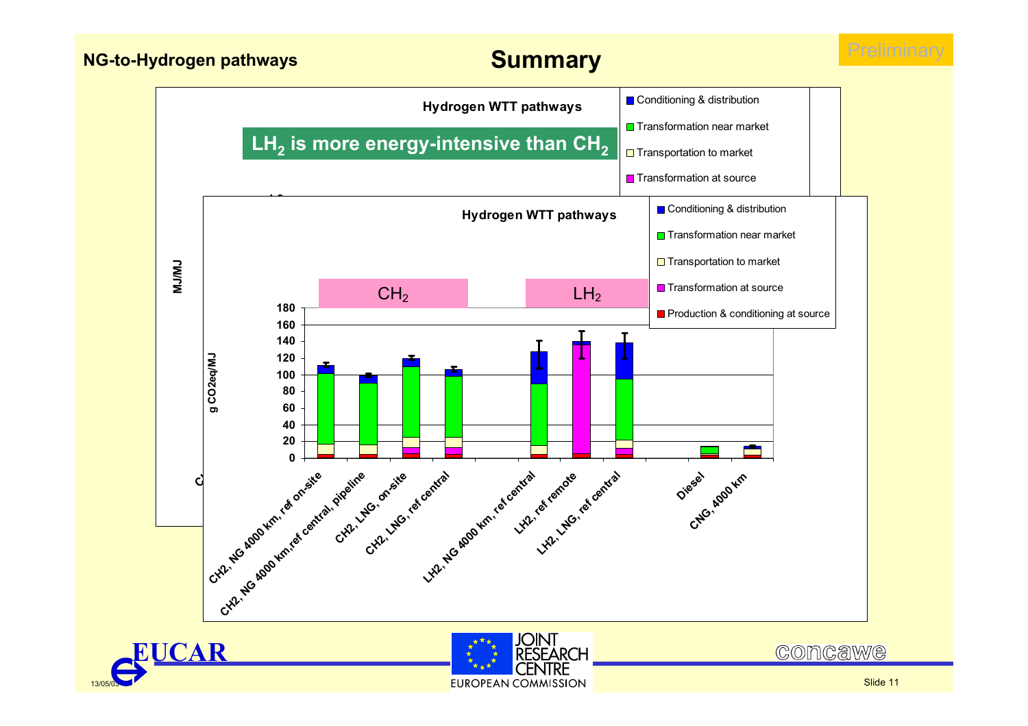NG-to-Hydrogen pathways

# Summary

Preliminary

**Hydrogen WTT pathways**

**$LH_2$ is more energy-intensive than $CH_2$**

MJ/MJ

- Conditioning & distribution
- Transformation near market
- Transportation to market
- Transformation at source

**Hydrogen WTT pathways**

- Conditioning & distribution
- Transformation near market
- Transportation to market
- Transformation at source
- Production & conditioning at source

$CH_2$ | $LH_2$

g CO2eq/MJ (0–180)

CH2, NG 4000 km, ref on-site; CH2, NG 4000 km,ref central, pipeline; CH2, LNG, on-site; CH2, LNG, ref central; LH2, NG 4000 km, ref central; LH2, ref remote; LH2, LNG, ref central; Diesel; CNG, 4000 km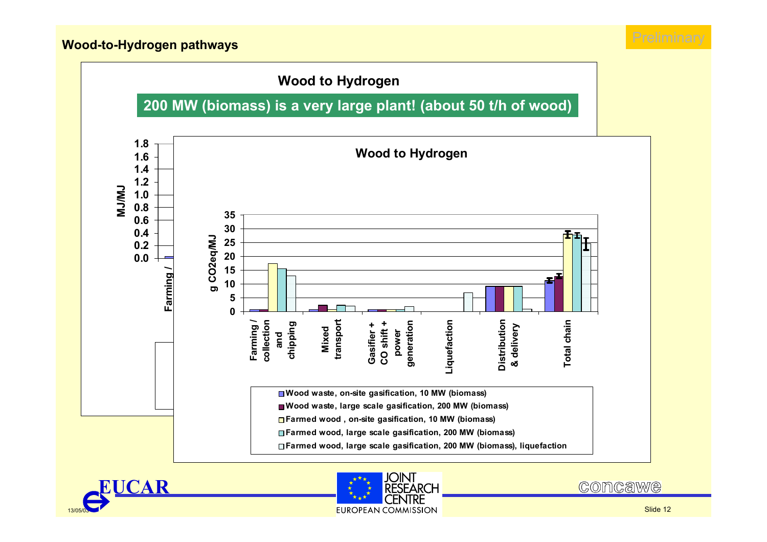## Wood-to-Hydrogen pathways

Preliminary

**Wood to Hydrogen**

**200 MW (biomass) is a very large plant! (about 50 t/h of wood)**

**Wood to Hydrogen**

g CO2eq/MJ

Farming / collection and chipping | Mixed transport | Gasifier + CO shift + power generation | Liquefaction | Distribution & delivery | Total chain

- Wood waste, on-site gasification, 10 MW (biomass)
- Wood waste, large scale gasification, 200 MW (biomass)
- Farmed wood , on-site gasification, 10 MW (biomass)
- Farmed wood, large scale gasification, 200 MW (biomass)
- Farmed wood, large scale gasification, 200 MW (biomass), liquefaction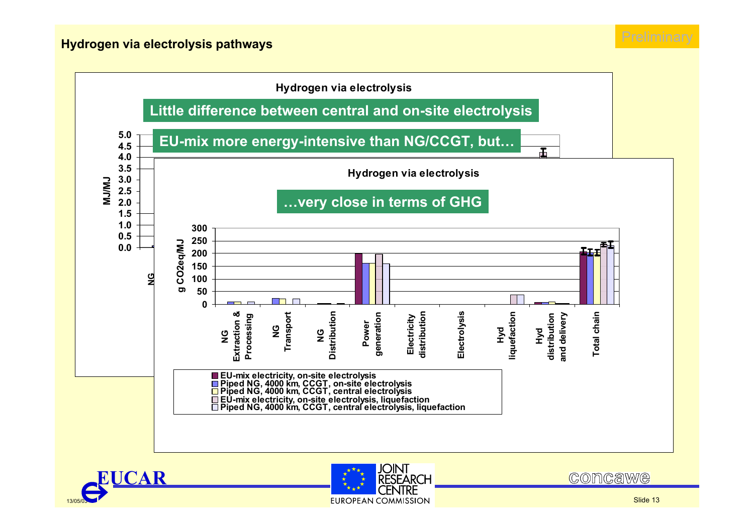## Hydrogen via electrolysis pathways

Preliminary

**Hydrogen via electrolysis**

**Little difference between central and on-site electrolysis**

**EU-mix more energy-intensive than NG/CCGT, but…**

**Hydrogen via electrolysis**

**…very close in terms of GHG**

g CO2eq/MJ: 0, 50, 100, 150, 200, 250, 300

Categories: NG Extraction & Processing; NG Transport; NG Distribution; Power generation; Electricity distribution; Electrolysis; Hyd liquefaction; Hyd distribution and delivery; Total chain

- EU-mix electricity, on-site electrolysis
- Piped NG, 4000 km, CCGT, on-site electrolysis
- Piped NG, 4000 km, CCGT, central electrolysis
- EU-mix electricity, on-site electrolysis, liquefaction
- Piped NG, 4000 km, CCGT, central electrolysis, liquefaction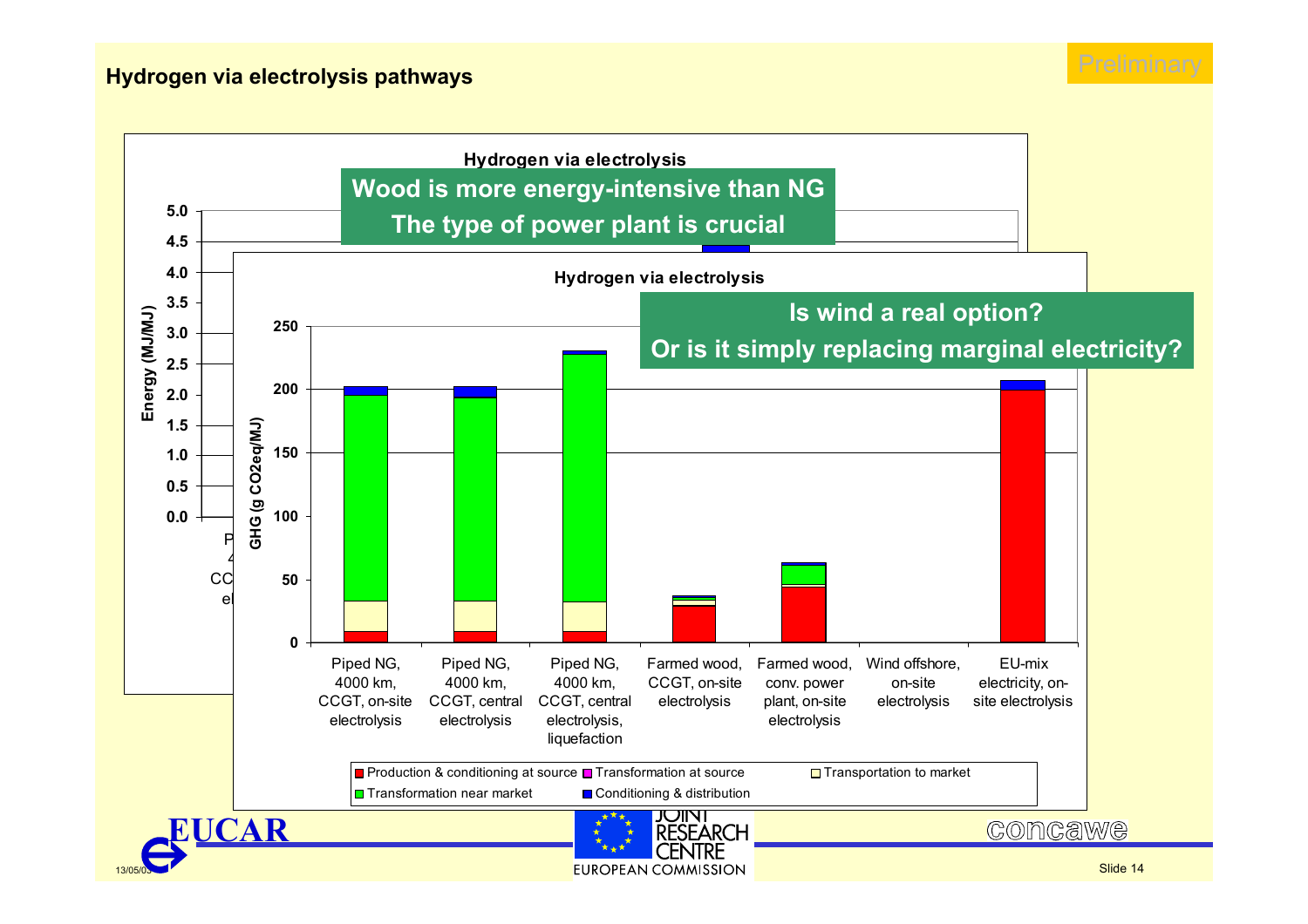## Hydrogen via electrolysis pathways

Preliminary

**Hydrogen via electrolysis**

**Wood is more energy-intensive than NG**
**The type of power plant is crucial**

Energy (MJ/MJ)

**Hydrogen via electrolysis**

**Is wind a real option?**
**Or is it simply replacing marginal electricity?**

GHG (g CO2eq/MJ)

| Pathway | GHG (g CO2eq/MJ), approx. total |
|---|---|
| Piped NG, 4000 km, CCGT, on-site electrolysis | ~203 |
| Piped NG, 4000 km, CCGT, central electrolysis | ~203 |
| Piped NG, 4000 km, CCGT, central electrolysis, liquefaction | ~230 |
| Farmed wood, CCGT, on-site electrolysis | ~37 |
| Farmed wood, conv. power plant, on-site electrolysis | ~63 |
| Wind offshore, on-site electrolysis | ~0 |
| EU-mix electricity, on-site electrolysis | ~207 |

Legend: Production & conditioning at source; Transformation at source; Transportation to market; Transformation near market; Conditioning & distribution

EUCAR — JOINT RESEARCH CENTRE, EUROPEAN COMMISSION — concawe

13/05/03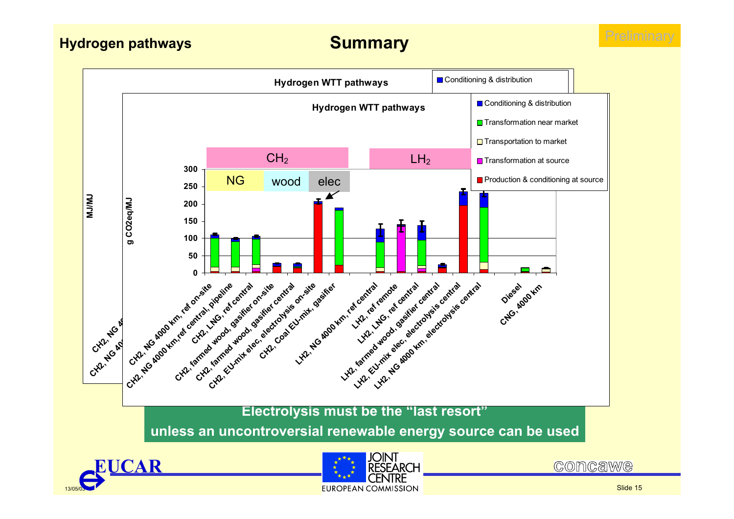## Hydrogen pathways

# Summary

Preliminary

**Hydrogen WTT pathways**

Legend:
- Conditioning & distribution
- Transformation near market
- Transportation to market
- Transformation at source
- Production & conditioning at source

Groups: $CH_2$ (NG, wood, elec), $LH_2$

Y-axis: g CO2eq/MJ (0, 50, 100, 150, 200, 250, 300)

Categories:
- CH2, NG 4000 km, ref on-site
- CH2, NG 4000 km,ref central, pipeline
- CH2, LNG, ref central
- CH2, farmed wood, gasifier on-site
- CH2, farmed wood, gasifier central
- CH2, EU-mix elec, electrolysis on-site
- CH2, Coal EU-mix, gasifier
- LH2, NG 4000 km, ref central
- LH2, ref remote
- LH2, LNG, ref central
- LH2, farmed wood, gasifier central
- LH2, EU-mix elec, electrolysis central
- LH2, NG 4000 km, electrolysis central
- Diesel
- CNG, 4000 km

**Electrolysis must be the "last resort" unless an uncontroversial renewable energy source can be used**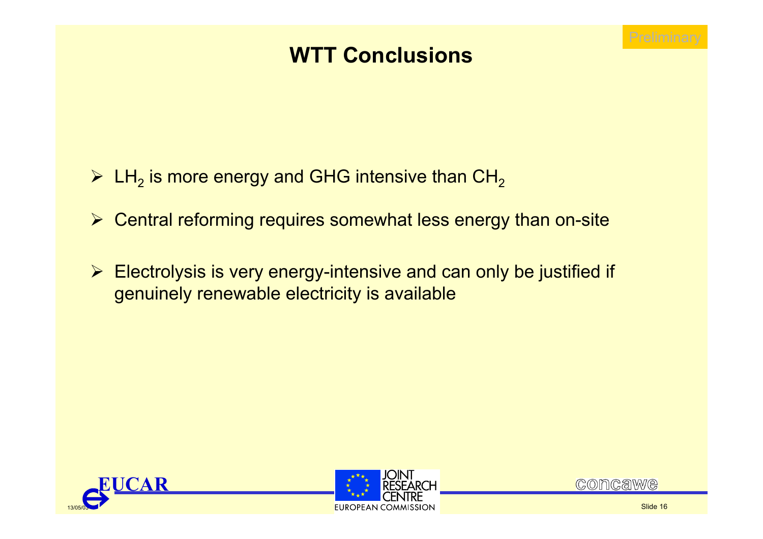# WTT Conclusions

- $LH_2$ is more energy and GHG intensive than $CH_2$
- Central reforming requires somewhat less energy than on-site
- Electrolysis is very energy-intensive and can only be justified if genuinely renewable electricity is available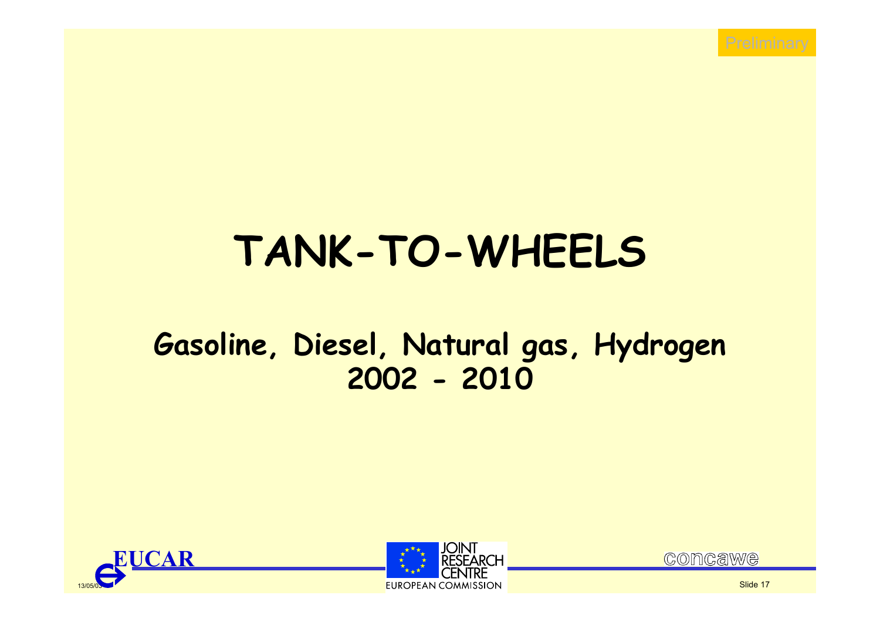Preliminary

# TANK-TO-WHEELS

## Gasoline, Diesel, Natural gas, Hydrogen
## 2002 - 2010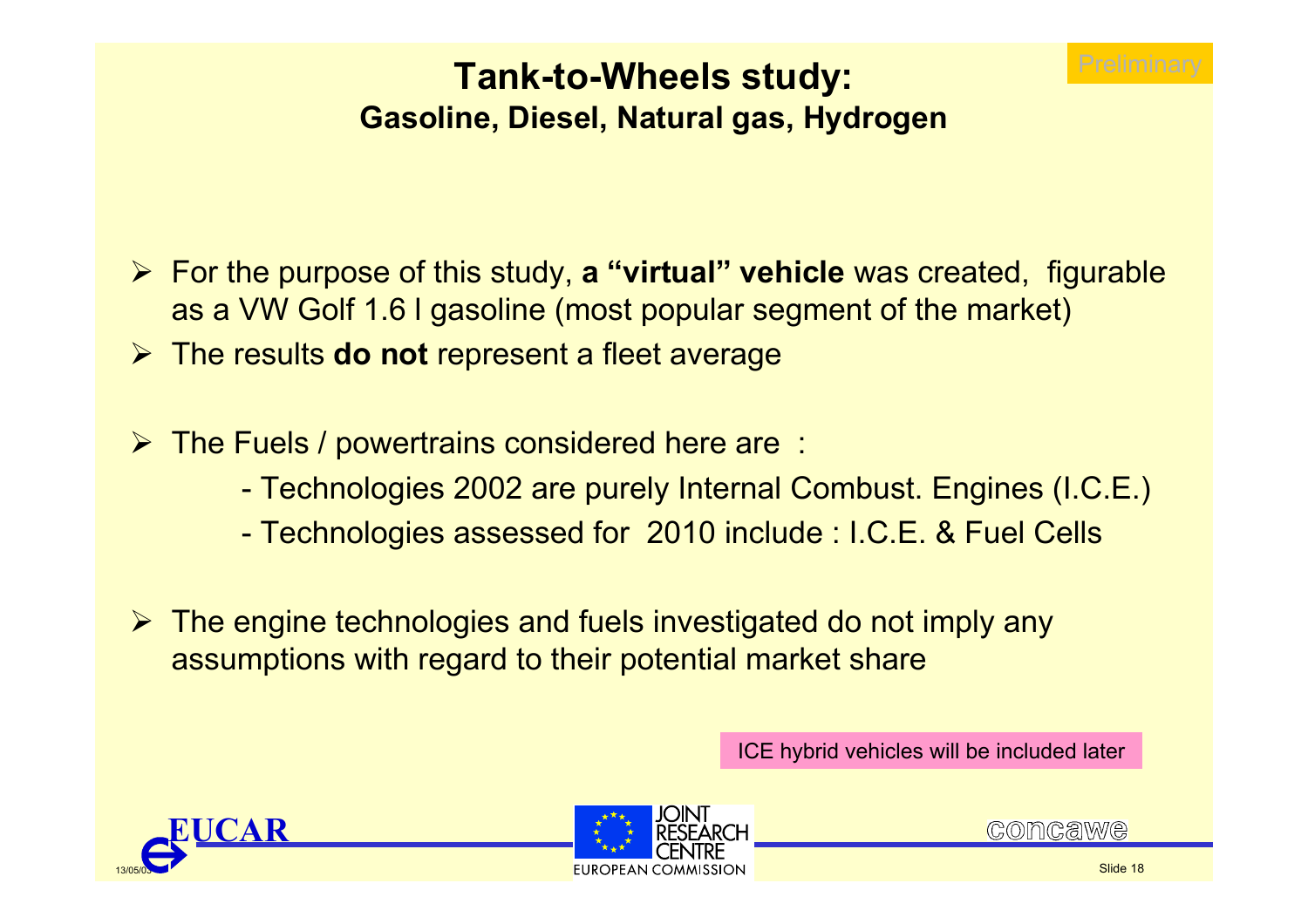Preliminary

# Tank-to-Wheels study:

## Gasoline, Diesel, Natural gas, Hydrogen

- For the purpose of this study, **a "virtual" vehicle** was created, figurable as a VW Golf 1.6 l gasoline (most popular segment of the market)
- The results **do not** represent a fleet average
- The Fuels / powertrains considered here are :
  - Technologies 2002 are purely Internal Combust. Engines (I.C.E.)
  - Technologies assessed for 2010 include : I.C.E. & Fuel Cells
- The engine technologies and fuels investigated do not imply any assumptions with regard to their potential market share

ICE hybrid vehicles will be included later

EUCAR — JOINT RESEARCH CENTRE EUROPEAN COMMISSION — concawe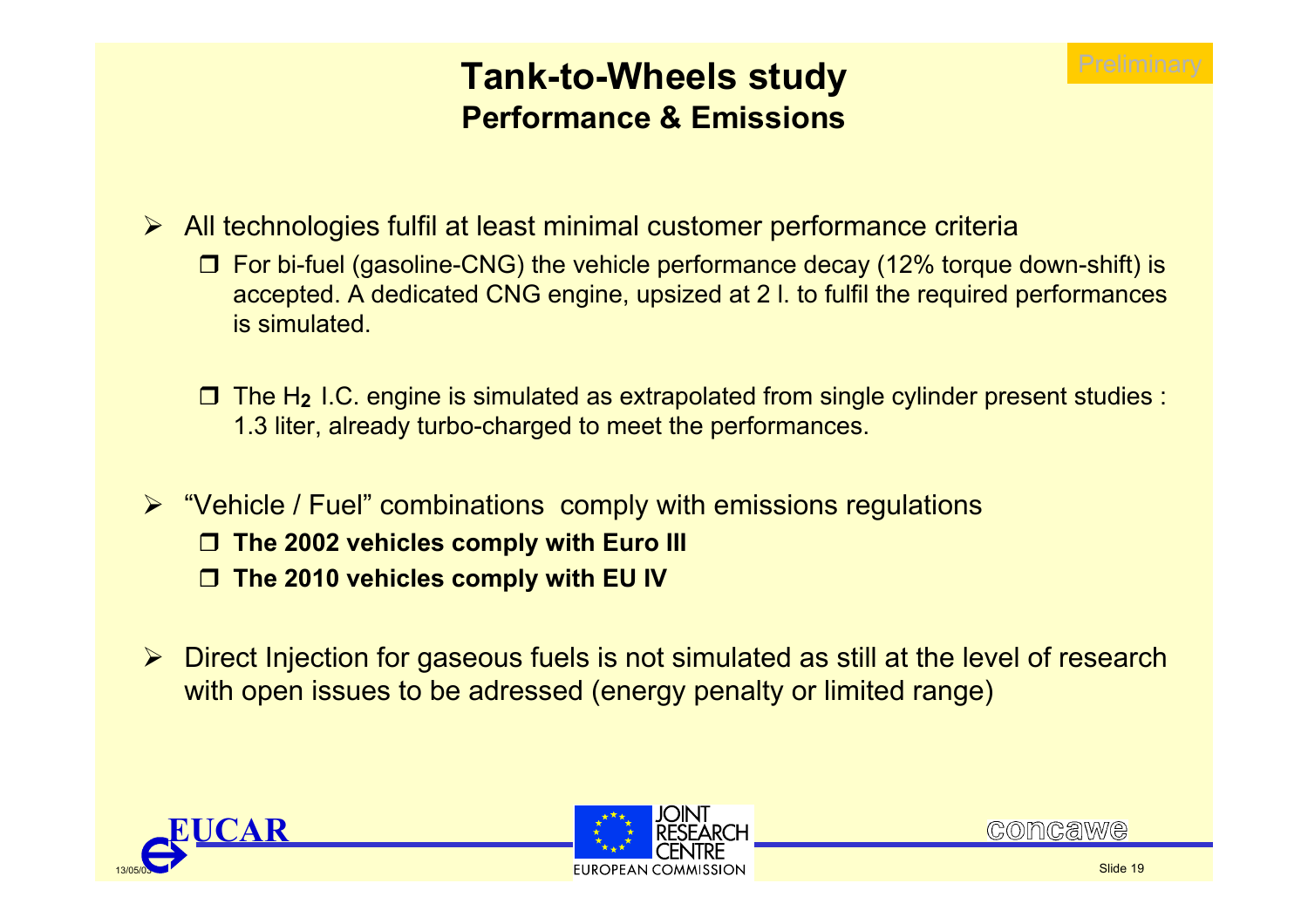# Tank-to-Wheels study
## Performance & Emissions

Preliminary

- All technologies fulfil at least minimal customer performance criteria
  - For bi-fuel (gasoline-CNG) the vehicle performance decay (12% torque down-shift) is accepted. A dedicated CNG engine, upsized at 2 l. to fulfil the required performances is simulated.
  - The $H_2$ I.C. engine is simulated as extrapolated from single cylinder present studies : 1.3 liter, already turbo-charged to meet the performances.
- "Vehicle / Fuel" combinations comply with emissions regulations
  - **The 2002 vehicles comply with Euro III**
  - **The 2010 vehicles comply with EU IV**
- Direct Injection for gaseous fuels is not simulated as still at the level of research with open issues to be adressed (energy penalty or limited range)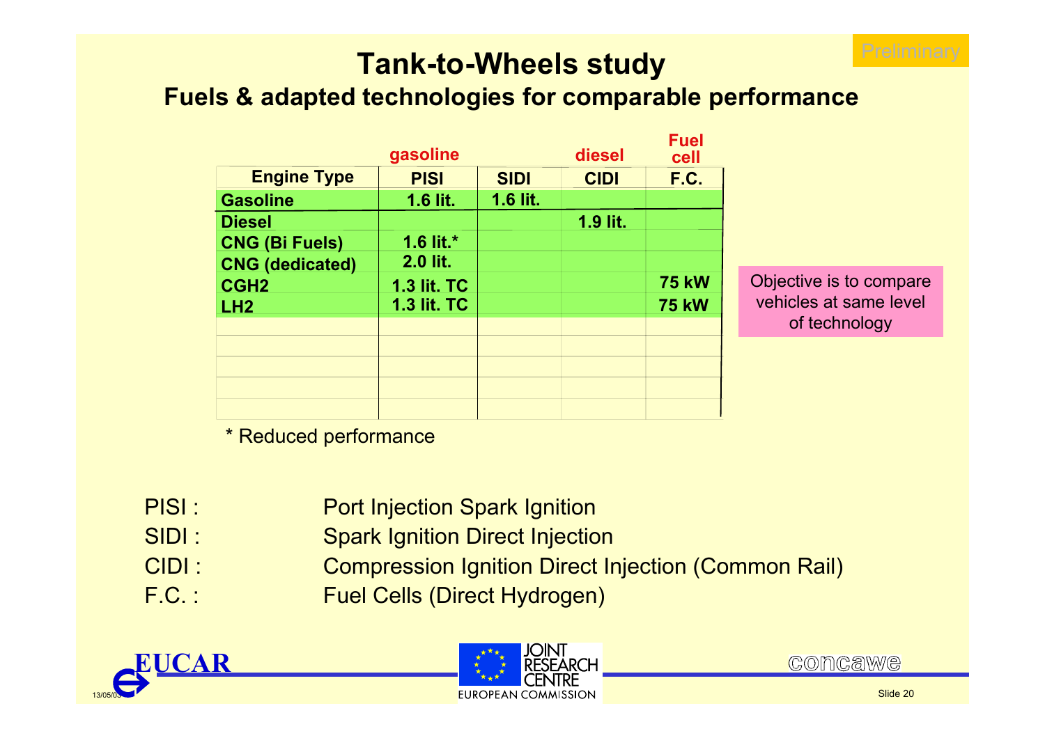Preliminary

# Tank-to-Wheels study

## Fuels & adapted technologies for comparable performance

| | gasoline | | diesel | Fuel cell |
|---|---|---|---|---|
| **Engine Type** | **PISI** | **SIDI** | **CIDI** | **F.C.** |
| **Gasoline** | **1.6 lit.** | **1.6 lit.** | | |
| **Diesel** | | | **1.9 lit.** | |
| **CNG (Bi Fuels)** | **1.6 lit.*** | | | |
| **CNG (dedicated)** | **2.0 lit.** | | | |
| **CGH2** | **1.3 lit. TC** | | | **75 kW** |
| **LH2** | **1.3 lit. TC** | | | **75 kW** |

\* Reduced performance

Objective is to compare vehicles at same level of technology

- PISI : Port Injection Spark Ignition
- SIDI : Spark Ignition Direct Injection
- CIDI : Compression Ignition Direct Injection (Common Rail)
- F.C. : Fuel Cells (Direct Hydrogen)

EUCAR — JOINT RESEARCH CENTRE, EUROPEAN COMMISSION — concawe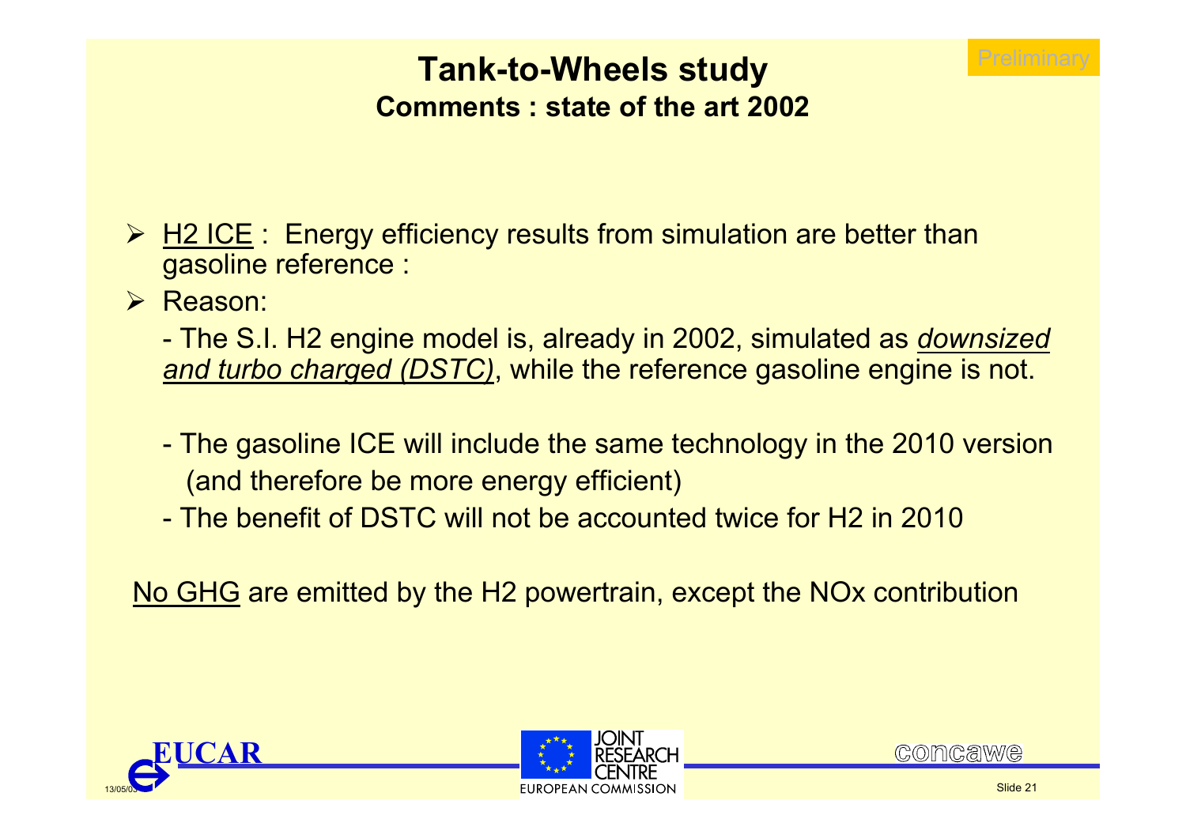Preliminary

# Tank-to-Wheels study

## Comments : state of the art 2002

- <u>H2 ICE</u> : Energy efficiency results from simulation are better than gasoline reference :
- Reason:

  - The S.I. H2 engine model is, already in 2002, simulated as <u>*downsized and turbo charged (DSTC)*</u>, while the reference gasoline engine is not.

  - The gasoline ICE will include the same technology in the 2010 version (and therefore be more energy efficient)
  - The benefit of DSTC will not be accounted twice for H2 in 2010

<u>No GHG</u> are emitted by the H2 powertrain, except the NOx contribution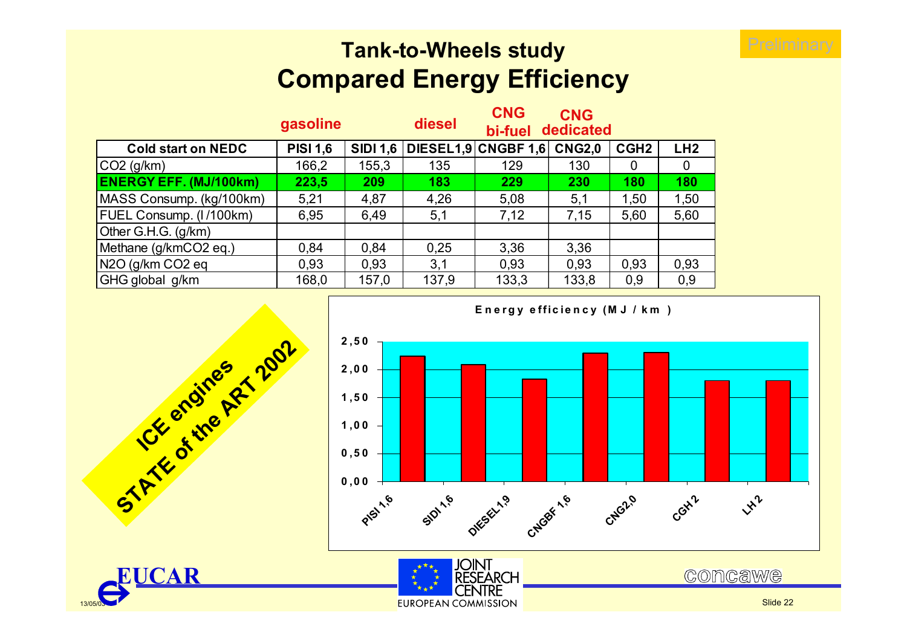Preliminary

# Tank-to-Wheels study
## Compared Energy Efficiency

| | gasoline | | diesel | CNG bi-fuel | CNG dedicated | | |
|---|---|---|---|---|---|---|---|
| **Cold start on NEDC** | **PISI 1,6** | **SIDI 1,6** | **DIESEL1,9** | **CNGBF 1,6** | **CNG2,0** | **CGH2** | **LH2** |
| $CO_2$ (g/km) | 166,2 | 155,3 | 135 | 129 | 130 | 0 | 0 |
| **ENERGY EFF. (MJ/100km)** | **223,5** | **209** | **183** | **229** | **230** | **180** | **180** |
| MASS Consump. (kg/100km) | 5,21 | 4,87 | 4,26 | 5,08 | 5,1 | 1,50 | 1,50 |
| FUEL Consump. (l /100km) | 6,95 | 6,49 | 5,1 | 7,12 | 7,15 | 5,60 | 5,60 |
| Other G.H.G. (g/km) | | | | | | | |
| Methane (g/km$CO_2$ eq.) | 0,84 | 0,84 | 0,25 | 3,36 | 3,36 | | |
| $N_2O$ (g/km $CO_2$ eq | 0,93 | 0,93 | 3,1 | 0,93 | 0,93 | 0,93 | 0,93 |
| GHG global g/km | 168,0 | 157,0 | 137,9 | 133,3 | 133,8 | 0,9 | 0,9 |

ICE engines STATE of the ART 2002

Energy efficiency (MJ / km)

| | PISI 1,6 | SIDI 1,6 | DIESEL1,9 | CNGBF 1,6 | CNG2,0 | CGH2 | LH2 |
|---|---|---|---|---|---|---|---|
| MJ/km | 2,235 | 2,09 | 1,83 | 2,29 | 2,30 | 1,80 | 1,80 |

EUCAR — JOINT RESEARCH CENTRE EUROPEAN COMMISSION — concawe

13/05/03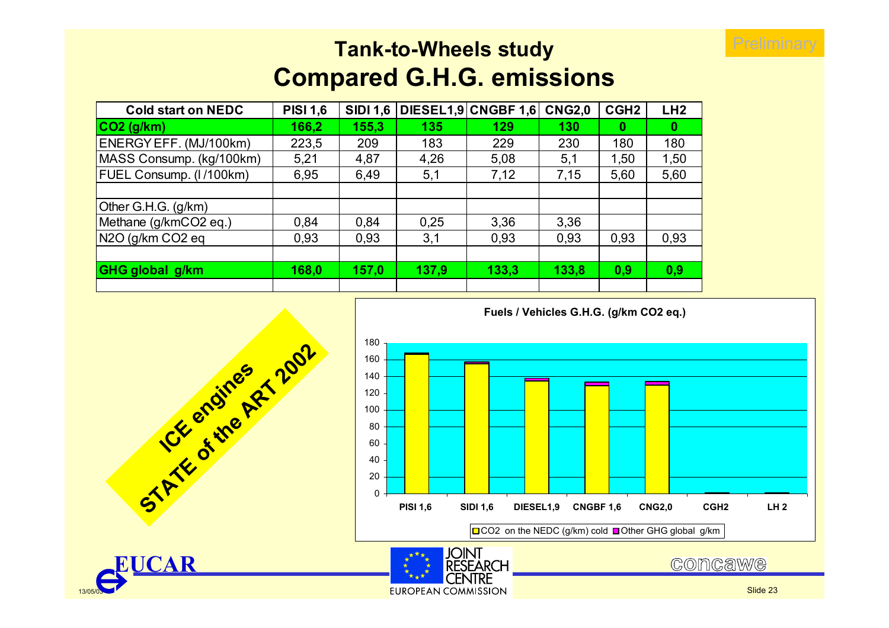Preliminary

## Tank-to-Wheels study
# Compared G.H.G. emissions

| Cold start on NEDC | PISI 1,6 | SIDI 1,6 | DIESEL1,9 | CNGBF 1,6 | CNG2,0 | CGH2 | LH2 |
|---|---|---|---|---|---|---|---|
| **$CO_2$ (g/km)** | **166,2** | **155,3** | **135** | **129** | **130** | **0** | **0** |
| ENERGY EFF. (MJ/100km) | 223,5 | 209 | 183 | 229 | 230 | 180 | 180 |
| MASS Consump. (kg/100km) | 5,21 | 4,87 | 4,26 | 5,08 | 5,1 | 1,50 | 1,50 |
| FUEL Consump. (l /100km) | 6,95 | 6,49 | 5,1 | 7,12 | 7,15 | 5,60 | 5,60 |
| | | | | | | | |
| Other G.H.G. (g/km) | | | | | | | |
| Methane (g/km$CO_2$ eq.) | 0,84 | 0,84 | 0,25 | 3,36 | 3,36 | | |
| $N_2O$ (g/km $CO_2$ eq | 0,93 | 0,93 | 3,1 | 0,93 | 0,93 | 0,93 | 0,93 |
| | | | | | | | |
| **GHG global g/km** | **168,0** | **157,0** | **137,9** | **133,3** | **133,8** | **0,9** | **0,9** |

ICE engines STATE of the ART 2002

**Fuels / Vehicles G.H.G. (g/km $CO_2$ eq.)**

Legend: $CO_2$ on the NEDC (g/km) cold; Other GHG global g/km

EUCAR — JOINT RESEARCH CENTRE, EUROPEAN COMMISSION — concawe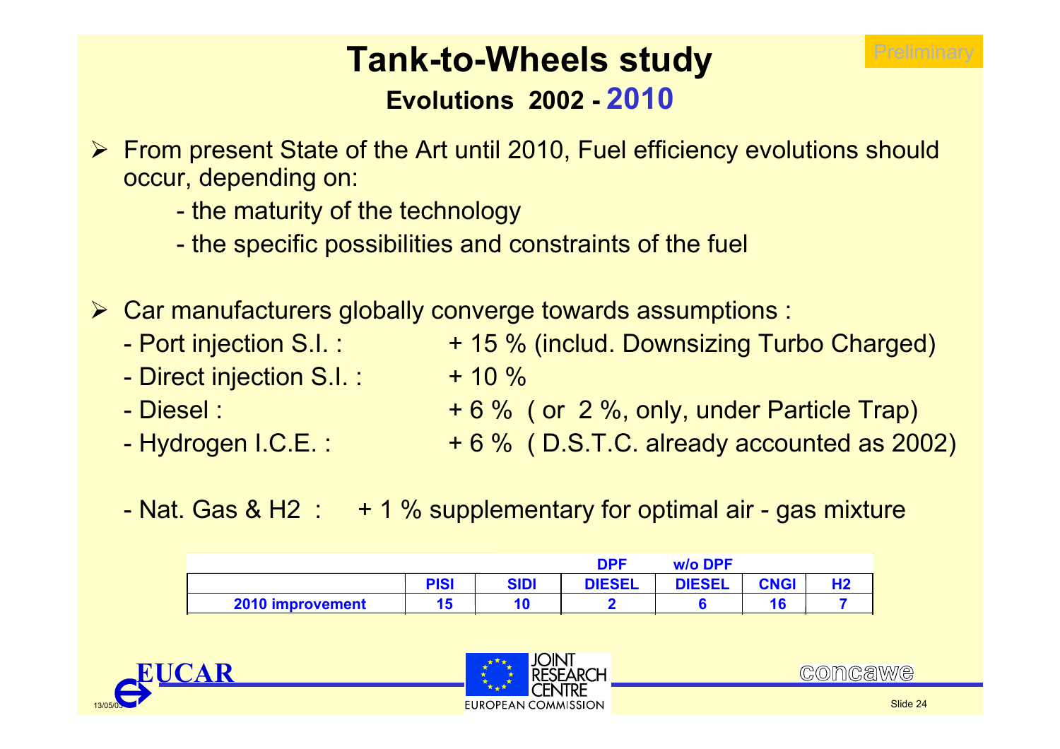Preliminary

# Tank-to-Wheels study

## Evolutions 2002 - 2010

- From present State of the Art until 2010, Fuel efficiency evolutions should occur, depending on:
  - the maturity of the technology
  - the specific possibilities and constraints of the fuel

- Car manufacturers globally converge towards assumptions :
  - Port injection S.I. : + 15 % (includ. Downsizing Turbo Charged)
  - Direct injection S.I. : + 10 %
  - Diesel : + 6 % ( or 2 %, only, under Particle Trap)
  - Hydrogen I.C.E. : + 6 % ( D.S.T.C. already accounted as 2002)

  - Nat. Gas & H2 : + 1 % supplementary for optimal air - gas mixture

| | | | DPF | w/o DPF | | |
|---|---|---|---|---|---|---|
| | PISI | SIDI | DIESEL | DIESEL | CNGI | H2 |
| 2010 improvement | 15 | 10 | 2 | 6 | 16 | 7 |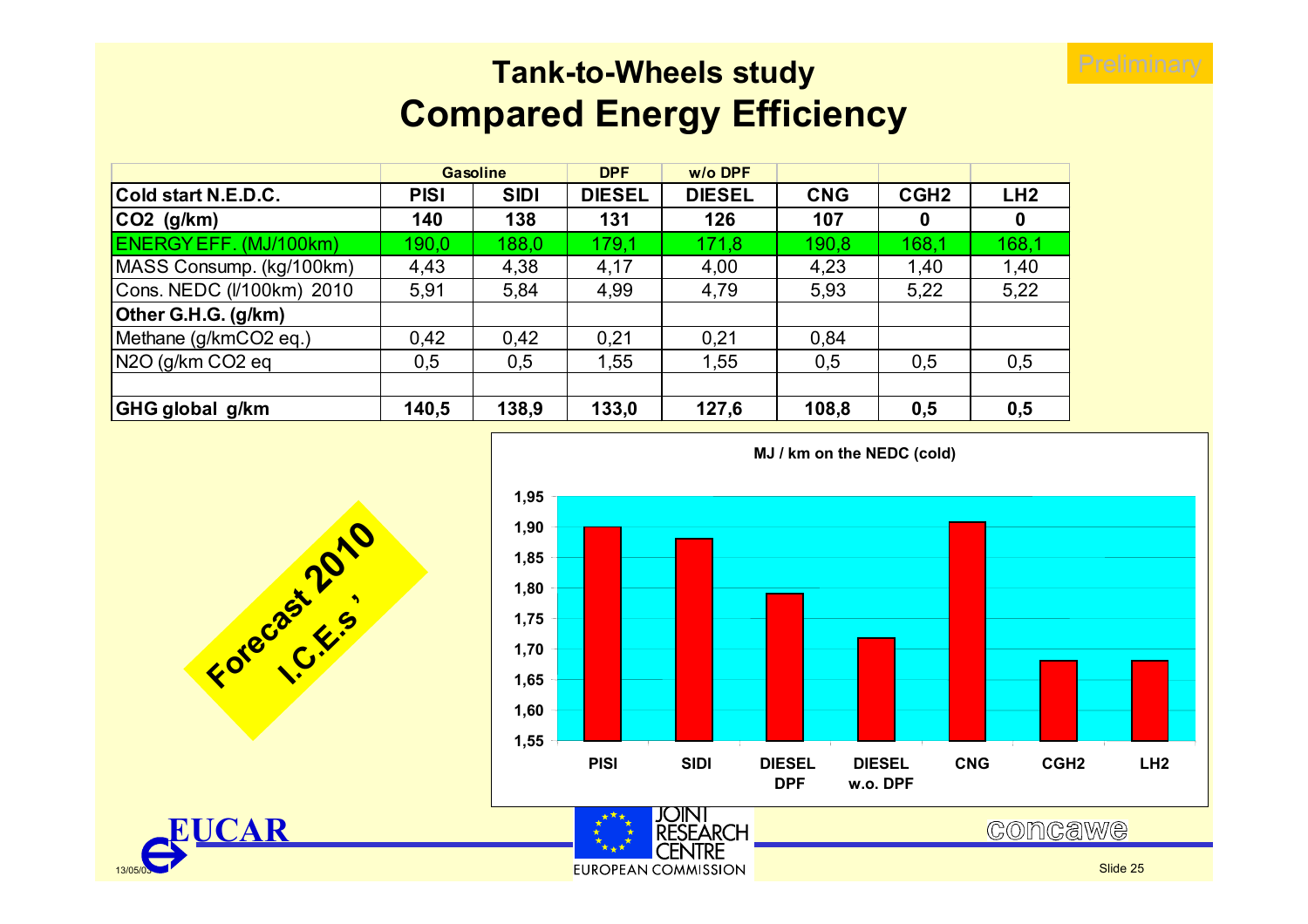# Tank-to-Wheels study
## Compared Energy Efficiency

Preliminary

| | Gasoline | | DPF | w/o DPF | | | |
|---|---|---|---|---|---|---|---|
| **Cold start N.E.D.C.** | **PISI** | **SIDI** | **DIESEL** | **DIESEL** | **CNG** | **CGH2** | **LH2** |
| **CO2 (g/km)** | **140** | **138** | **131** | **126** | **107** | **0** | **0** |
| ENERGY EFF. (MJ/100km) | 190,0 | 188,0 | 179,1 | 171,8 | 190,8 | 168,1 | 168,1 |
| MASS Consump. (kg/100km) | 4,43 | 4,38 | 4,17 | 4,00 | 4,23 | 1,40 | 1,40 |
| Cons. NEDC (l/100km) 2010 | 5,91 | 5,84 | 4,99 | 4,79 | 5,93 | 5,22 | 5,22 |
| **Other G.H.G. (g/km)** | | | | | | | |
| Methane (g/kmCO2 eq.) | 0,42 | 0,42 | 0,21 | 0,21 | 0,84 | | |
| N2O (g/km CO2 eq | 0,5 | 0,5 | 1,55 | 1,55 | 0,5 | 0,5 | 0,5 |
| | | | | | | | |
| **GHG global g/km** | **140,5** | **138,9** | **133,0** | **127,6** | **108,8** | **0,5** | **0,5** |

Forecast 2010 I.C.E.s'

**MJ / km on the NEDC (cold)**

| | PISI | SIDI | DIESEL DPF | DIESEL w.o. DPF | CNG | CGH2 | LH2 |
|---|---|---|---|---|---|---|---|
| MJ / km | 1,90 | 1,88 | 1,79 | 1,72 | 1,91 | 1,68 | 1,68 |

EUCAR — JOINT RESEARCH CENTRE EUROPEAN COMMISSION — concawe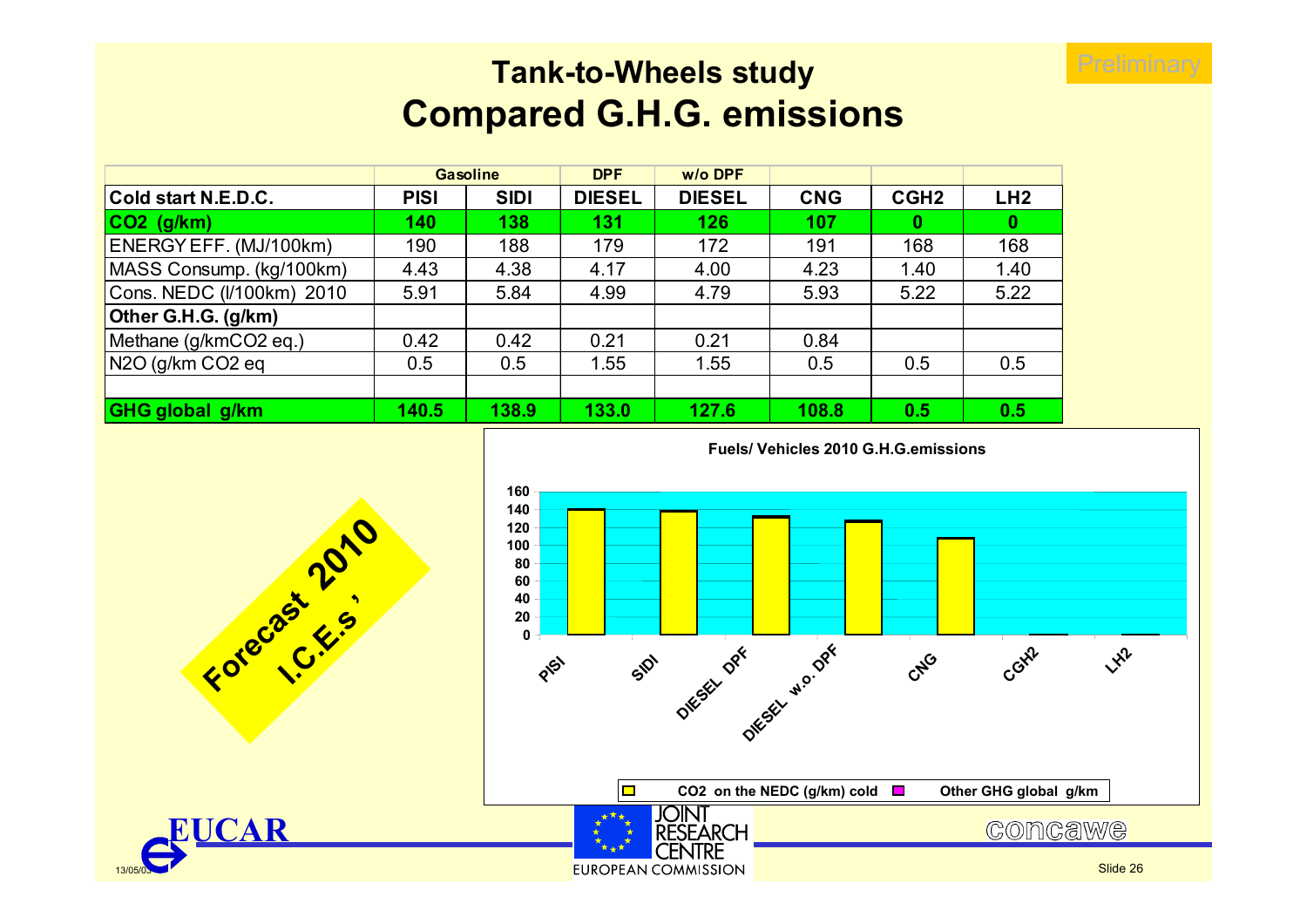# Tank-to-Wheels study
## Compared G.H.G. emissions

Preliminary

| | Gasoline | | DPF | w/o DPF | | | |
|---|---|---|---|---|---|---|---|
| **Cold start N.E.D.C.** | **PISI** | **SIDI** | **DIESEL** | **DIESEL** | **CNG** | **CGH2** | **LH2** |
| **CO2 (g/km)** | **140** | **138** | **131** | **126** | **107** | **0** | **0** |
| ENERGY EFF. (MJ/100km) | 190 | 188 | 179 | 172 | 191 | 168 | 168 |
| MASS Consump. (kg/100km) | 4.43 | 4.38 | 4.17 | 4.00 | 4.23 | 1.40 | 1.40 |
| Cons. NEDC (l/100km) 2010 | 5.91 | 5.84 | 4.99 | 4.79 | 5.93 | 5.22 | 5.22 |
| **Other G.H.G. (g/km)** | | | | | | | |
| Methane (g/kmCO2 eq.) | 0.42 | 0.42 | 0.21 | 0.21 | 0.84 | | |
| N2O (g/km CO2 eq | 0.5 | 0.5 | 1.55 | 1.55 | 0.5 | 0.5 | 0.5 |
| | | | | | | | |
| **GHG global g/km** | **140.5** | **138.9** | **133.0** | **127.6** | **108.8** | **0.5** | **0.5** |

**Forecast 2010 I.C.E.s**

**Fuels/ Vehicles 2010 G.H.G.emissions**

| | PISI | SIDI | DIESEL DPF | DIESEL w.o. DPF | CNG | CGH2 | LH2 |
|---|---|---|---|---|---|---|---|
| CO2 on the NEDC (g/km) cold | 140 | 138 | 131 | 126 | 107 | 0 | 0 |
| Other GHG global g/km | 0.5 | 0.9 | 2.0 | 1.6 | 1.8 | 0.5 | 0.5 |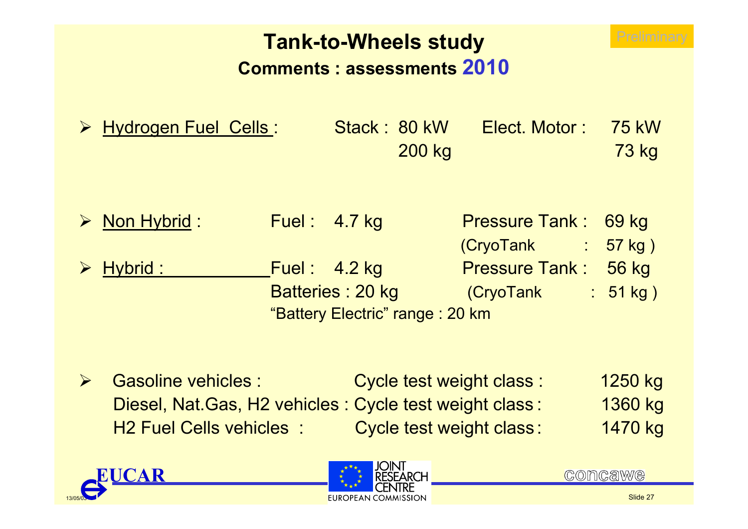# Tank-to-Wheels study

## Comments : assessments 2010

Preliminary

- Hydrogen Fuel Cells : Stack : 80 kW, 200 kg — Elect. Motor : 75 kW, 73 kg

- Non Hybrid : Fuel : 4.7 kg — Pressure Tank : 69 kg (CryoTank : 57 kg )
- Hybrid : Fuel : 4.2 kg — Pressure Tank : 56 kg (CryoTank : 51 kg )
  Batteries : 20 kg
  "Battery Electric" range : 20 km

- Gasoline vehicles : Cycle test weight class : 1250 kg
  Diesel, Nat.Gas, H2 vehicles : Cycle test weight class : 1360 kg
  H2 Fuel Cells vehicles : Cycle test weight class : 1470 kg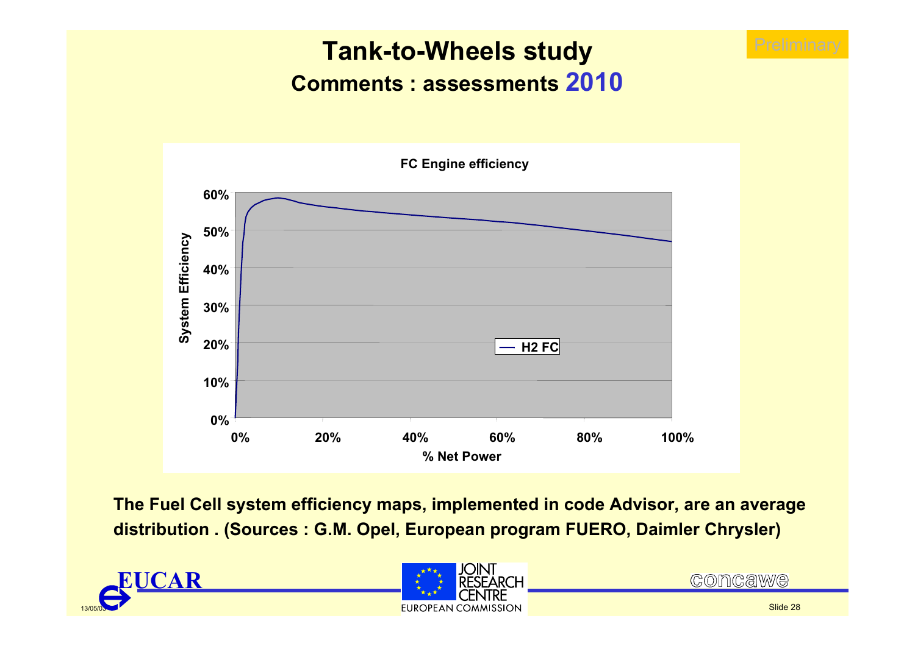# Tank-to-Wheels study

## Comments : assessments 2010

Preliminary

**FC Engine efficiency**

System Efficiency: 0%, 10%, 20%, 30%, 40%, 50%, 60%

% Net Power: 0%, 20%, 40%, 60%, 80%, 100%

— H2 FC

**The Fuel Cell system efficiency maps, implemented in code Advisor, are an average distribution . (Sources : G.M. Opel, European program FUERO, Daimler Chrysler)**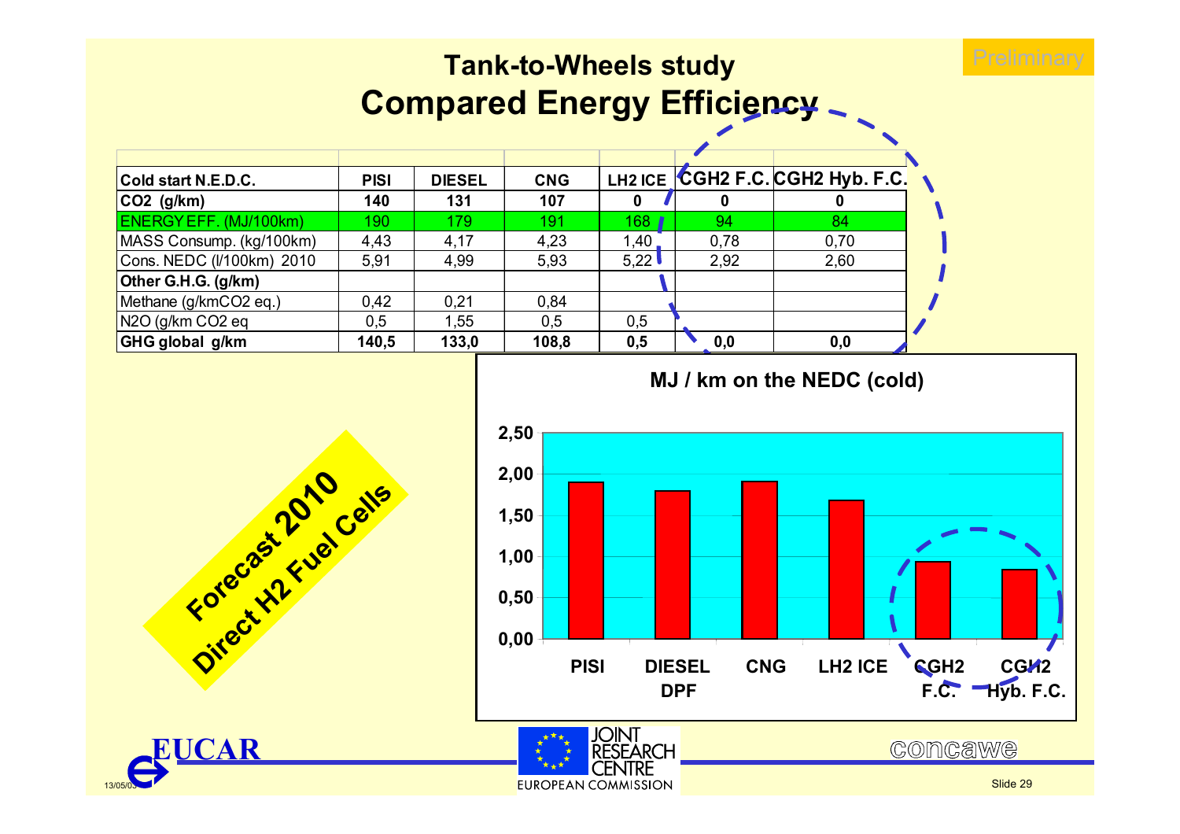Preliminary

# Tank-to-Wheels study
## Compared Energy Efficiency

| Cold start N.E.D.C. | PISI | DIESEL | CNG | LH2 ICE | CGH2 F.C. | CGH2 Hyb. F.C. |
|---|---|---|---|---|---|---|
| CO2 (g/km) | 140 | 131 | 107 | 0 | 0 | 0 |
| ENERGY EFF. (MJ/100km) | 190 | 179 | 191 | 168 | 94 | 84 |
| MASS Consump. (kg/100km) | 4,43 | 4,17 | 4,23 | 1,40 | 0,78 | 0,70 |
| Cons. NEDC (l/100km) 2010 | 5,91 | 4,99 | 5,93 | 5,22 | 2,92 | 2,60 |
| **Other G.H.G. (g/km)** | | | | | | |
| Methane (g/kmCO2 eq.) | 0,42 | 0,21 | 0,84 | | | |
| N2O (g/km CO2 eq | 0,5 | 1,55 | 0,5 | 0,5 | | |
| **GHG global g/km** | **140,5** | **133,0** | **108,8** | **0,5** | **0,0** | **0,0** |

**MJ / km on the NEDC (cold)**

| | PISI | DIESEL DPF | CNG | LH2 ICE | CGH2 F.C. | CGH2 Hyb. F.C. |
|---|---|---|---|---|---|---|
| MJ/km | 1,90 | 1,79 | 1,91 | 1,68 | 0,94 | 0,84 |

**Forecast 2010**
**Direct H2 Fuel Cells**

EUCAR — JOINT RESEARCH CENTRE, EUROPEAN COMMISSION — concawe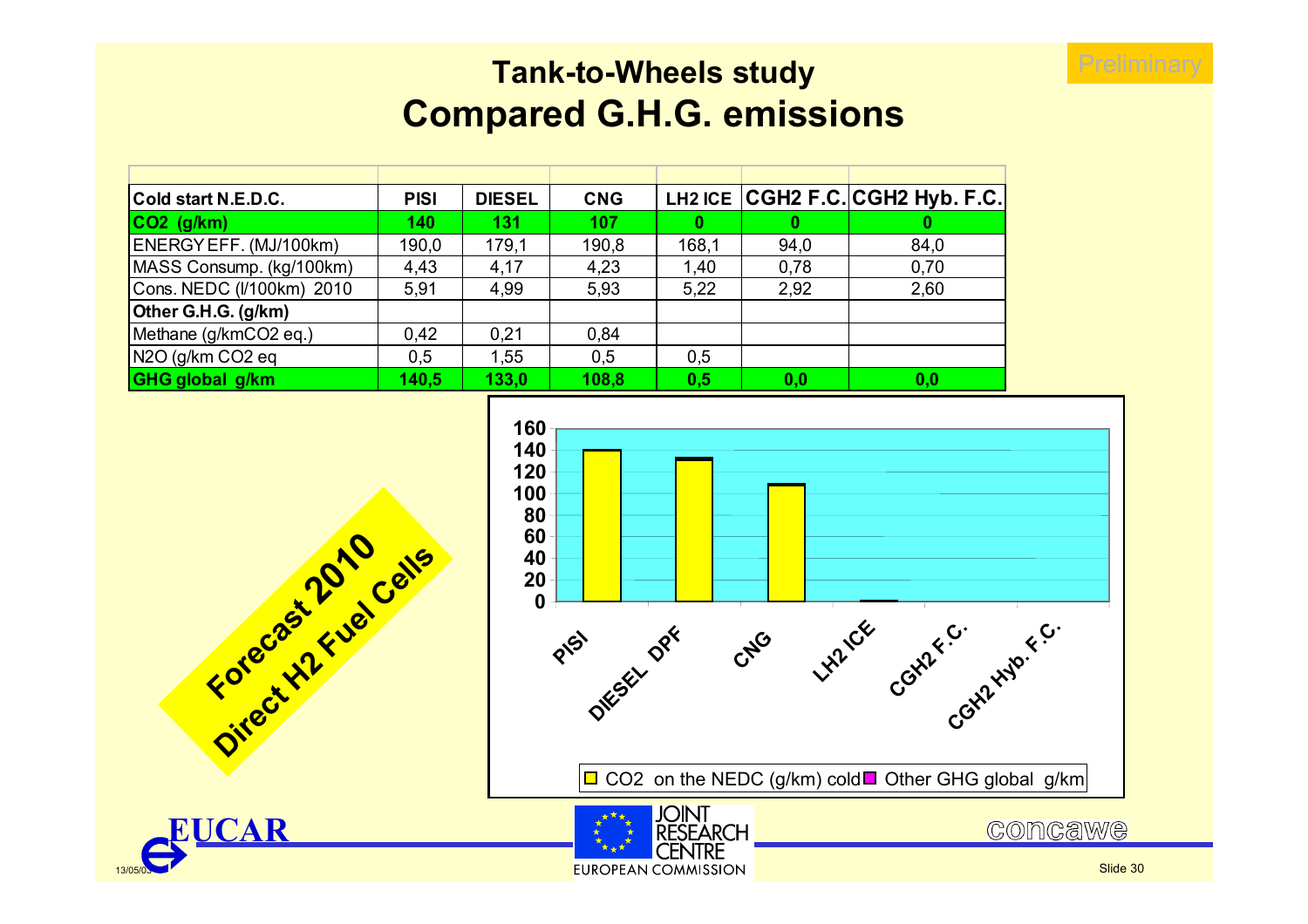Preliminary

# Tank-to-Wheels study
## Compared G.H.G. emissions

| Cold start N.E.D.C. | PISI | DIESEL | CNG | LH2 ICE | CGH2 F.C. | CGH2 Hyb. F.C. |
|---|---|---|---|---|---|---|
| **CO2 (g/km)** | **140** | **131** | **107** | **0** | **0** | **0** |
| ENERGY EFF. (MJ/100km) | 190,0 | 179,1 | 190,8 | 168,1 | 94,0 | 84,0 |
| MASS Consump. (kg/100km) | 4,43 | 4,17 | 4,23 | 1,40 | 0,78 | 0,70 |
| Cons. NEDC (l/100km) 2010 | 5,91 | 4,99 | 5,93 | 5,22 | 2,92 | 2,60 |
| **Other G.H.G. (g/km)** | | | | | | |
| Methane (g/kmCO2 eq.) | 0,42 | 0,21 | 0,84 | | | |
| N2O (g/km CO2 eq | 0,5 | 1,55 | 0,5 | 0,5 | | |
| **GHG global g/km** | **140,5** | **133,0** | **108,8** | **0,5** | **0,0** | **0,0** |

**Forecast 2010**
**Direct H2 Fuel Cells**

Chart: y-axis 0–160; categories: PISI, DIESEL DPF, CNG, LH2 ICE, CGH2 F.C., CGH2 Hyb. F.C.

Legend: CO2 on the NEDC (g/km) cold; Other GHG global g/km

EUCAR — JOINT RESEARCH CENTRE, EUROPEAN COMMISSION — concawe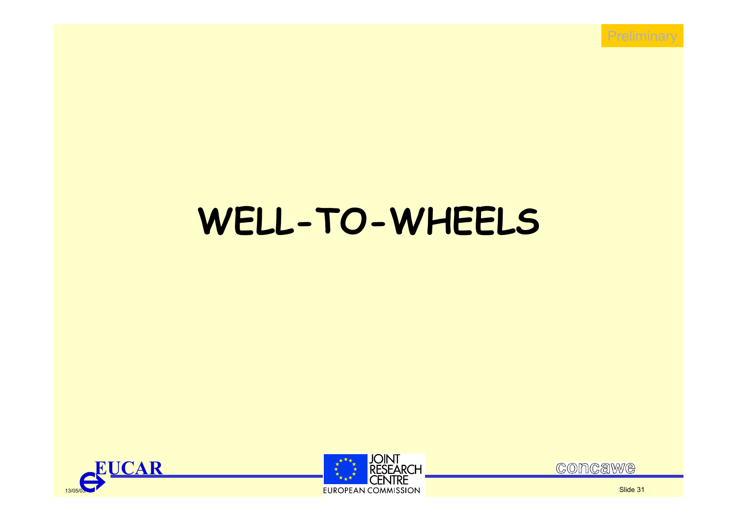Preliminary

# WELL-TO-WHEELS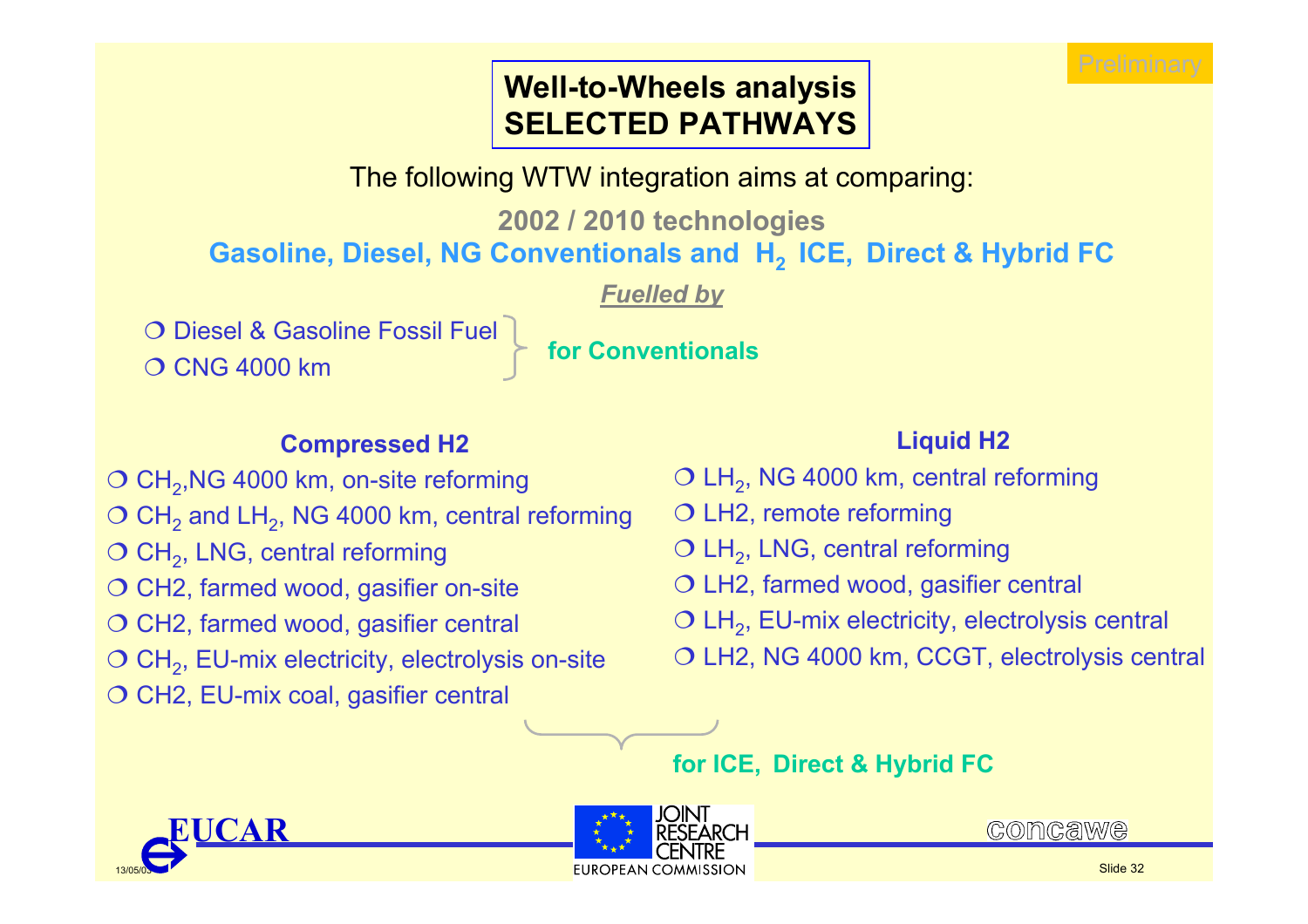Preliminary

# Well-to-Wheels analysis
# SELECTED PATHWAYS

The following WTW integration aims at comparing:

**2002 / 2010 technologies**

**Gasoline, Diesel, NG Conventionals and $H_2$ ICE, Direct & Hybrid FC**

***Fuelled by***

- Diesel & Gasoline Fossil Fuel
- CNG 4000 km

**for Conventionals**

### Compressed H2

- $CH_2$,NG 4000 km, on-site reforming
- $CH_2$ and $LH_2$, NG 4000 km, central reforming
- $CH_2$, LNG, central reforming
- CH2, farmed wood, gasifier on-site
- CH2, farmed wood, gasifier central
- $CH_2$, EU-mix electricity, electrolysis on-site
- CH2, EU-mix coal, gasifier central

### Liquid H2

- $LH_2$, NG 4000 km, central reforming
- LH2, remote reforming
- $LH_2$, LNG, central reforming
- LH2, farmed wood, gasifier central
- $LH_2$, EU-mix electricity, electrolysis central
- LH2, NG 4000 km, CCGT, electrolysis central

**for ICE, Direct & Hybrid FC**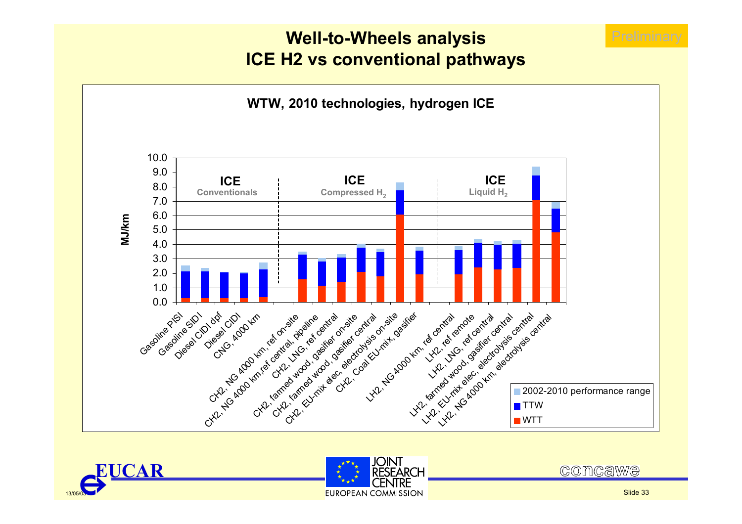# Well-to-Wheels analysis
# ICE H2 vs conventional pathways

Preliminary

**WTW, 2010 technologies, hydrogen ICE**

MJ/km

| Pathway | Group |
|---|---|
| Gasoline PISI | ICE Conventionals |
| Gasoline SIDI | ICE Conventionals |
| Diesel CIDI dpf | ICE Conventionals |
| Diesel CIDI | ICE Conventionals |
| CNG, 4000 km | ICE Conventionals |
| CH2, NG 4000 km, ref on-site | ICE Compressed $H_2$ |
| CH2, NG 4000 km,ref central, pipeline | ICE Compressed $H_2$ |
| CH2, LNG, ref central | ICE Compressed $H_2$ |
| CH2, farmed wood, gasifier on-site | ICE Compressed $H_2$ |
| CH2, farmed wood, gasifier central | ICE Compressed $H_2$ |
| CH2, EU-mix elec, electrolysis on-site | ICE Compressed $H_2$ |
| CH2, Coal EU-mix, gasifier | ICE Compressed $H_2$ |
| LH2, NG 4000 km, ref central | ICE Liquid $H_2$ |
| LH2, ref remote | ICE Liquid $H_2$ |
| LH2, LNG, ref central | ICE Liquid $H_2$ |
| LH2, farmed wood, gasifier central | ICE Liquid $H_2$ |
| LH2, EU-mix elec, electrolysis central | ICE Liquid $H_2$ |
| LH2, NG 4000 km, electrolysis central | ICE Liquid $H_2$ |

Legend: 2002-2010 performance range; TTW; WTT

13/05/03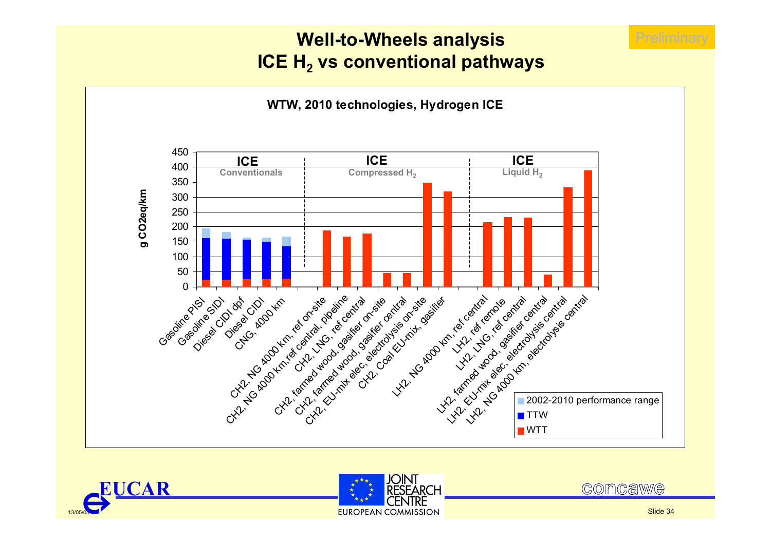# Well-to-Wheels analysis
## ICE $H_2$ vs conventional pathways

Preliminary

**WTW, 2010 technologies, Hydrogen ICE**

| Pathway | Group | WTT (g CO2eq/km, approx.) | WTW total (g CO2eq/km, approx.) |
|---|---|---|---|
| Gasoline PISI | ICE Conventionals | 23 | 162 (range to 195) |
| Gasoline SIDI | ICE Conventionals | 23 | 160 (range to 183) |
| Diesel CIDI dpf | ICE Conventionals | 25 | 157 (range to 163) |
| Diesel CIDI | ICE Conventionals | 25 | 150 (range to 163) |
| CNG, 4000 km | ICE Conventionals | 27 | 135 (range to 167) |
| CH2, NG 4000 km, ref on-site | ICE Compressed $H_2$ | 188 | 188 |
| CH2, NG 4000 km,ref central, pipeline | ICE Compressed $H_2$ | 168 | 168 |
| CH2, LNG, ref central | ICE Compressed $H_2$ | 178 | 178 |
| CH2, farmed wood, gasifier on-site | ICE Compressed $H_2$ | 46 | 46 |
| CH2, farmed wood, gasifier central | ICE Compressed $H_2$ | 46 | 46 |
| CH2, EU-mix elec, electrolysis on-site | ICE Compressed $H_2$ | 348 | 348 |
| CH2, Coal EU-mix, gasifier | ICE Compressed $H_2$ | 320 | 320 |
| LH2, NG 4000 km, ref central | ICE Liquid $H_2$ | 216 | 216 |
| LH2, ref remote | ICE Liquid $H_2$ | 233 | 233 |
| LH2, LNG, ref central | ICE Liquid $H_2$ | 231 | 231 |
| LH2, farmed wood, gasifier central | ICE Liquid $H_2$ | 41 | 41 |
| LH2, EU-mix elec, electrolysis central | ICE Liquid $H_2$ | 333 | 333 |
| LH2, NG 4000 km, electrolysis central | ICE Liquid $H_2$ | 390 | 390 |

Y-axis: g CO2eq/km (0–450)

Legend: 2002-2010 performance range; TTW; WTT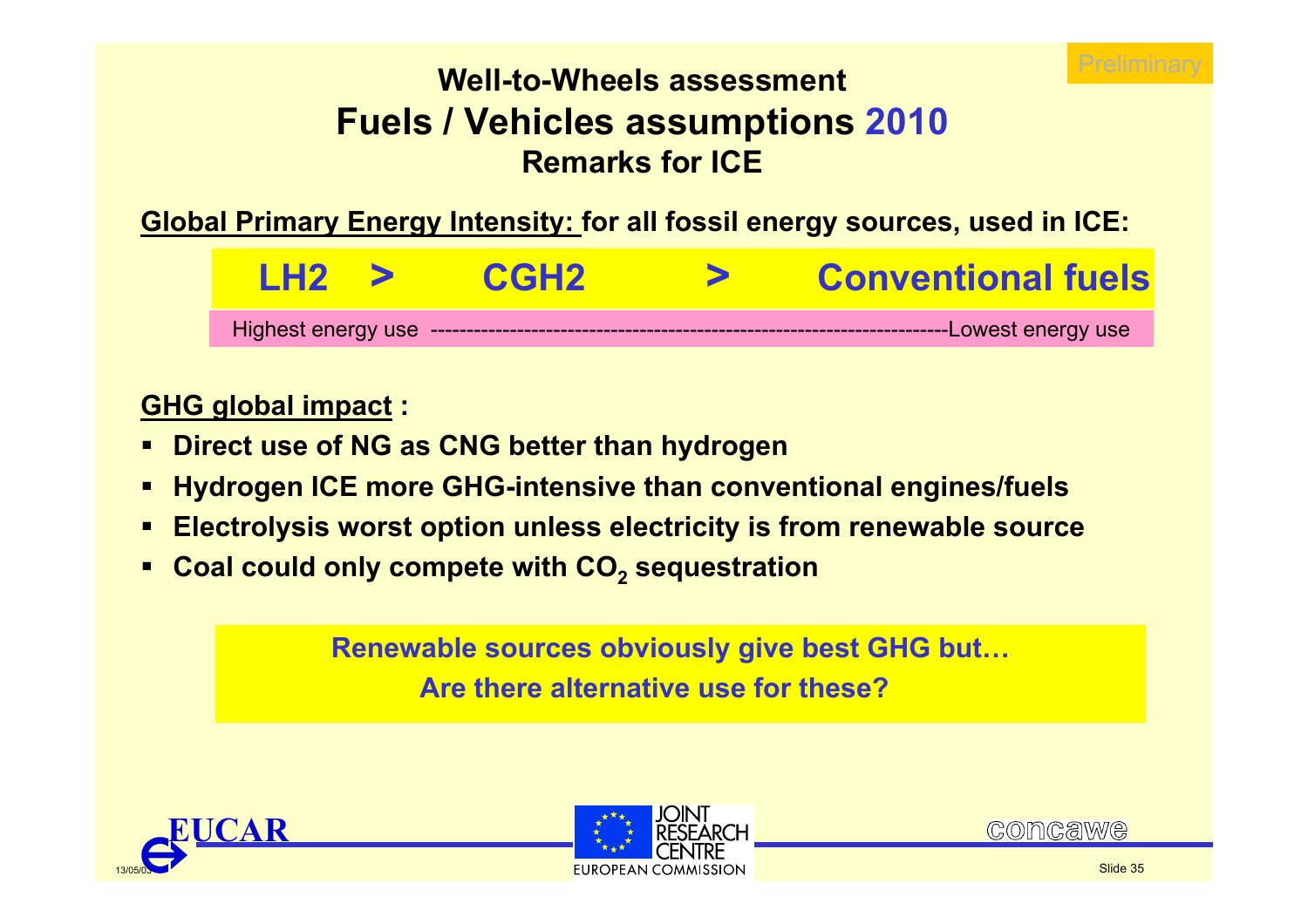Preliminary

# Well-to-Wheels assessment
## Fuels / Vehicles assumptions 2010
### Remarks for ICE

**Global Primary Energy Intensity:** **for all fossil energy sources, used in ICE:**

**LH2 > CGH2 > Conventional fuels**

Highest energy use ------------------------------------------------------------------Lowest energy use

**GHG global impact :**

- **Direct use of NG as CNG better than hydrogen**
- **Hydrogen ICE more GHG-intensive than conventional engines/fuels**
- **Electrolysis worst option unless electricity is from renewable source**
- **Coal could only compete with $CO_2$ sequestration**

**Renewable sources obviously give best GHG but…**
**Are there alternative use for these?**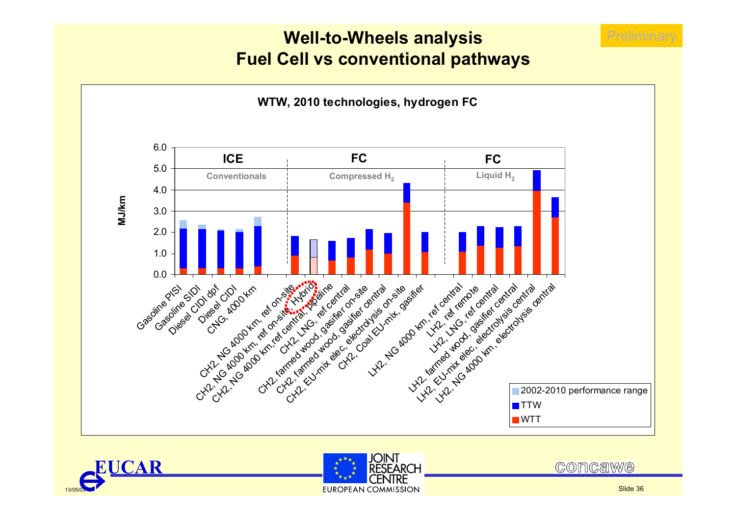# Well-to-Wheels analysis
# Fuel Cell vs conventional pathways

Preliminary

**WTW, 2010 technologies, hydrogen FC**

| Pathway | Group | WTT (MJ/km) | TTW (MJ/km) | 2002-2010 performance range (top, MJ/km) |
| --- | --- | --- | --- | --- |
| Gasoline PISI | ICE – Conventionals | ~0.3 | ~1.9 | ~2.55 |
| Gasoline SIDI | ICE – Conventionals | ~0.3 | ~1.85 | ~2.35 |
| Diesel CIDI dpf | ICE – Conventionals | ~0.3 | ~1.8 | ~2.15 |
| Diesel CIDI | ICE – Conventionals | ~0.3 | ~1.7 | ~2.15 |
| CNG, 4000 km | ICE – Conventionals | ~0.4 | ~1.9 | ~2.75 |
| CH2, NG 4000 km, ref on-site | FC – Compressed $H_2$ | ~0.9 | ~0.9 | |
| CH2, NG 4000 km, ref on-site, Hybrid | FC – Compressed $H_2$ | ~0.8 | ~0.85 | |
| CH2, NG 4000 km,ref central, pipeline | FC – Compressed $H_2$ | ~0.65 | ~0.95 | |
| CH2, LNG, ref central | FC – Compressed $H_2$ | ~0.8 | ~0.95 | |
| CH2, farmed wood, gasifier on-site | FC – Compressed $H_2$ | ~1.2 | ~0.95 | |
| CH2, farmed wood, gasifier central | FC – Compressed $H_2$ | ~1.0 | ~0.95 | |
| CH2, EU-mix elec, electrolysis on-site | FC – Compressed $H_2$ | ~3.4 | ~0.9 | |
| CH2, Coal EU-mix, gasifier | FC – Compressed $H_2$ | ~1.05 | ~0.95 | |
| LH2, NG 4000 km, ref central | FC – Liquid $H_2$ | ~1.1 | ~0.9 | |
| LH2, ref remote | FC – Liquid $H_2$ | ~1.35 | ~0.95 | |
| LH2, LNG, ref central | FC – Liquid $H_2$ | ~1.25 | ~1.0 | |
| LH2, farmed wood, gasifier central | FC – Liquid $H_2$ | ~1.35 | ~0.95 | |
| LH2, EU-mix elec, electrolysis central | FC – Liquid $H_2$ | ~3.95 | ~0.95 | |
| LH2, NG 4000 km, electrolysis central | FC – Liquid $H_2$ | ~2.7 | ~0.95 | |

Y-axis: MJ/km (0.0–6.0)

Legend: 2002-2010 performance range; TTW; WTT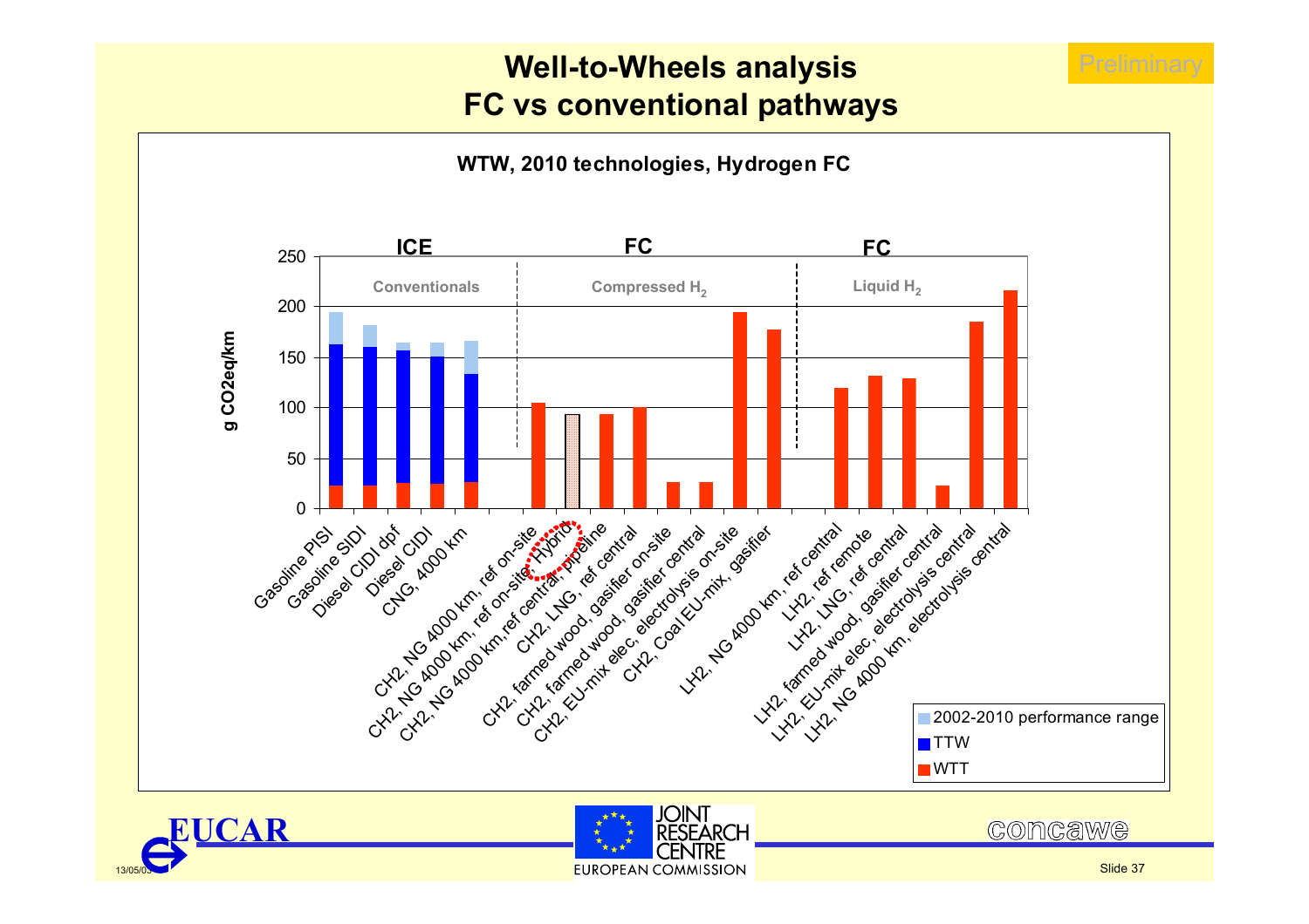# Well-to-Wheels analysis
# FC vs conventional pathways

Preliminary

**WTW, 2010 technologies, Hydrogen FC**

| Group | Pathway | WTT | TTW | 2002-2010 performance range (top) |
|---|---|---|---|---|
| ICE – Conventionals | Gasoline PISI | ~23 | ~163 | ~195 |
| | Gasoline SIDI | ~23 | ~160 | ~182 |
| | Diesel CIDI dpf | ~26 | ~157 | ~165 |
| | Diesel CIDI | ~25 | ~151 | ~165 |
| | CNG, 4000 km | ~27 | ~134 | ~167 |
| FC – Compressed $H_2$ | CH2, NG 4000 km, ref on-site | ~105 | | |
| | CH2, NG 4000 km, ref on-site, Hybrid | ~93 | | |
| | CH2, NG 4000 km, ref central, pipeline | ~93 | | |
| | CH2, LNG, ref central | ~101 | | |
| | CH2, farmed wood, gasifier on-site | ~26 | | |
| | CH2, farmed wood, gasifier central | ~26 | | |
| | CH2, EU-mix elec, electrolysis on-site | ~195 | | |
| | CH2, Coal EU-mix, gasifier | ~178 | | |
| FC – Liquid $H_2$ | LH2, NG 4000 km, ref central | ~120 | | |
| | LH2, ref remote | ~132 | | |
| | LH2, LNG, ref central | ~129 | | |
| | LH2, farmed wood, gasifier central | ~23 | | |
| | LH2, EU-mix elec, electrolysis central | ~185 | | |
| | LH2, NG 4000 km, electrolysis central | ~217 | | |

Y-axis: g CO2eq/km (0–250)

Legend: 2002-2010 performance range; TTW; WTT

EUCAR | JOINT RESEARCH CENTRE – EUROPEAN COMMISSION | concawe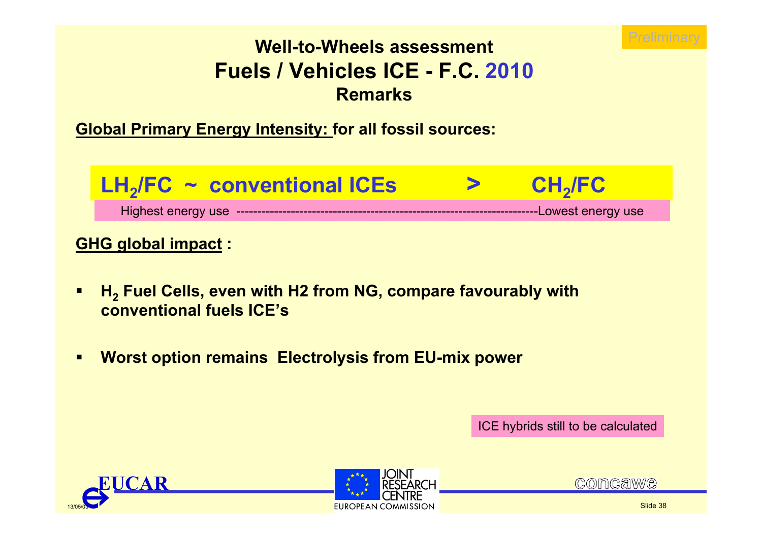Preliminary

# Well-to-Wheels assessment
# Fuels / Vehicles ICE - F.C. 2010
## Remarks

**Global Primary Energy Intensity: for all fossil sources:**

**$LH_2$/FC ~ conventional ICEs > $CH_2$/FC**

Highest energy use -------------------------------------------------------------------Lowest energy use

**GHG global impact :**

- **$H_2$ Fuel Cells, even with H2 from NG, compare favourably with conventional fuels ICE's**
- **Worst option remains Electrolysis from EU-mix power**

ICE hybrids still to be calculated

EUCAR JOINT RESEARCH CENTRE EUROPEAN COMMISSION concawe